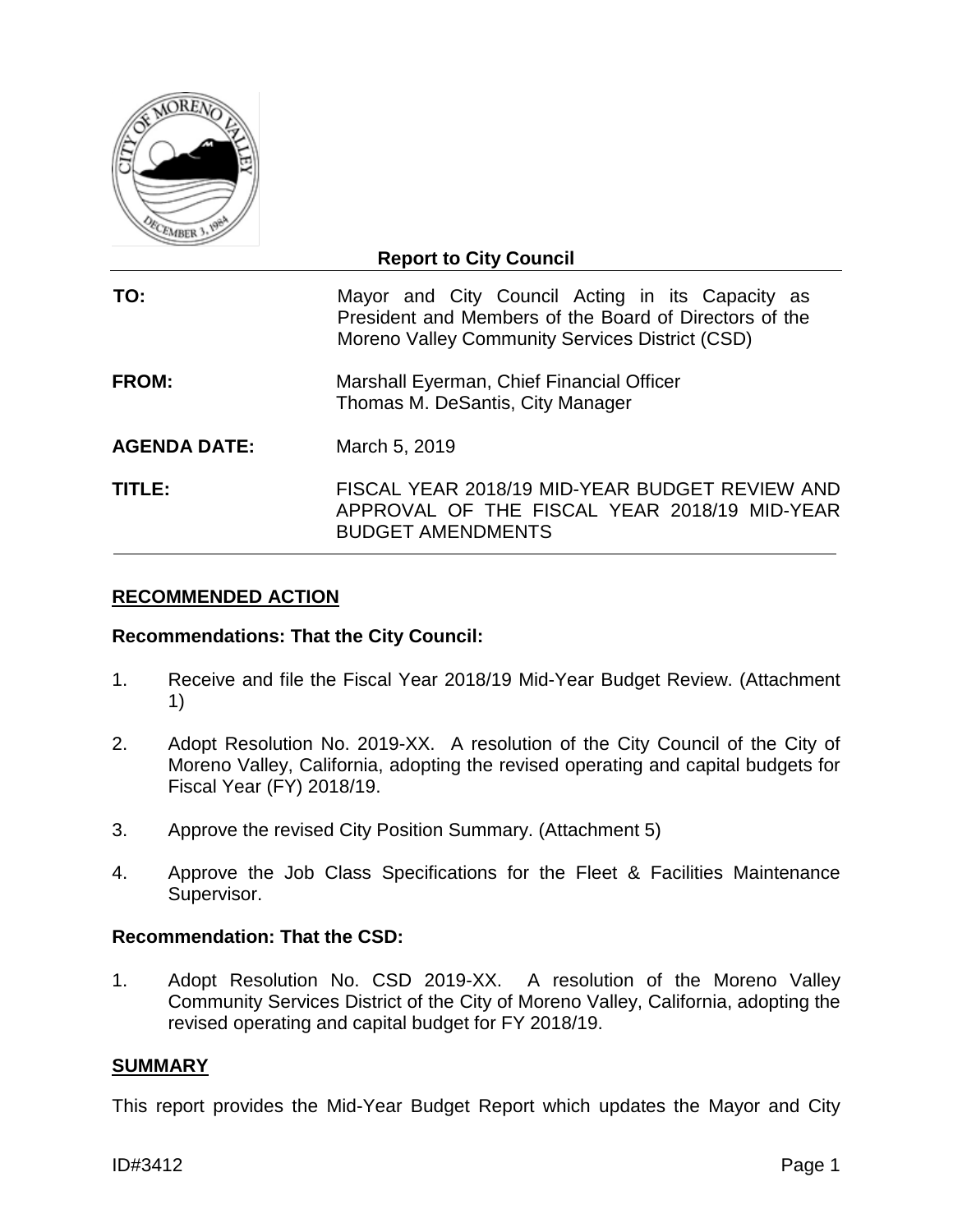**Report to City Council**

| | |
|---|---|
| **TO:** | Mayor and City Council Acting in its Capacity as President and Members of the Board of Directors of the Moreno Valley Community Services District (CSD) |
| **FROM:** | Marshall Eyerman, Chief Financial Officer<br>Thomas M. DeSantis, City Manager |
| **AGENDA DATE:** | March 5, 2019 |
| **TITLE:** | FISCAL YEAR 2018/19 MID-YEAR BUDGET REVIEW AND APPROVAL OF THE FISCAL YEAR 2018/19 MID-YEAR BUDGET AMENDMENTS |

## RECOMMENDED ACTION

**Recommendations: That the City Council:**

1. Receive and file the Fiscal Year 2018/19 Mid-Year Budget Review. (Attachment 1)
2. Adopt Resolution No. 2019-XX. A resolution of the City Council of the City of Moreno Valley, California, adopting the revised operating and capital budgets for Fiscal Year (FY) 2018/19.
3. Approve the revised City Position Summary. (Attachment 5)
4. Approve the Job Class Specifications for the Fleet & Facilities Maintenance Supervisor.

**Recommendation: That the CSD:**

1. Adopt Resolution No. CSD 2019-XX. A resolution of the Moreno Valley Community Services District of the City of Moreno Valley, California, adopting the revised operating and capital budget for FY 2018/19.

## SUMMARY

This report provides the Mid-Year Budget Report which updates the Mayor and City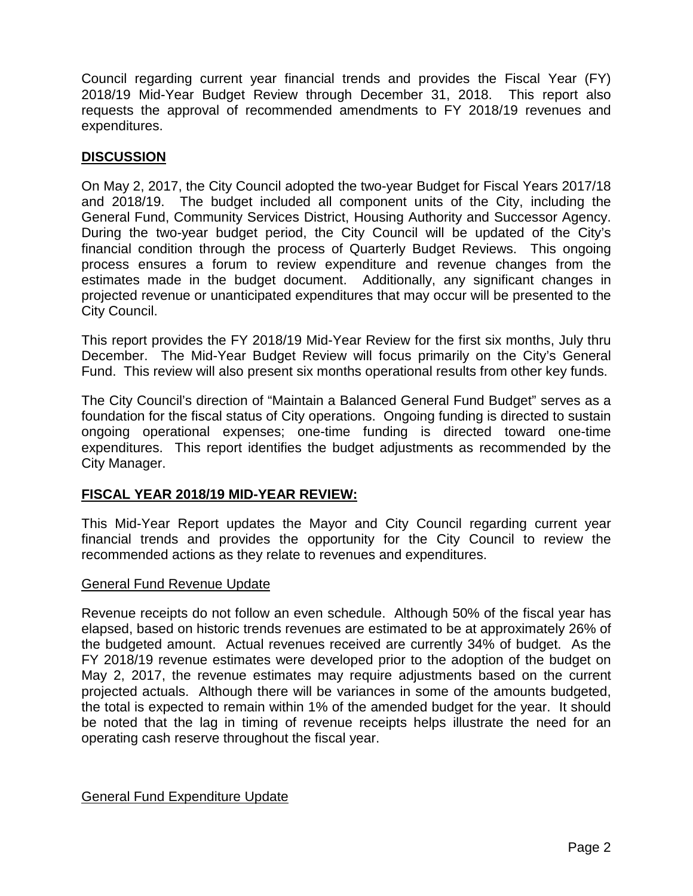Council regarding current year financial trends and provides the Fiscal Year (FY) 2018/19 Mid-Year Budget Review through December 31, 2018. This report also requests the approval of recommended amendments to FY 2018/19 revenues and expenditures.

## DISCUSSION

On May 2, 2017, the City Council adopted the two-year Budget for Fiscal Years 2017/18 and 2018/19. The budget included all component units of the City, including the General Fund, Community Services District, Housing Authority and Successor Agency. During the two-year budget period, the City Council will be updated of the City's financial condition through the process of Quarterly Budget Reviews. This ongoing process ensures a forum to review expenditure and revenue changes from the estimates made in the budget document. Additionally, any significant changes in projected revenue or unanticipated expenditures that may occur will be presented to the City Council.

This report provides the FY 2018/19 Mid-Year Review for the first six months, July thru December. The Mid-Year Budget Review will focus primarily on the City's General Fund. This review will also present six months operational results from other key funds.

The City Council's direction of "Maintain a Balanced General Fund Budget" serves as a foundation for the fiscal status of City operations. Ongoing funding is directed to sustain ongoing operational expenses; one-time funding is directed toward one-time expenditures. This report identifies the budget adjustments as recommended by the City Manager.

## FISCAL YEAR 2018/19 MID-YEAR REVIEW:

This Mid-Year Report updates the Mayor and City Council regarding current year financial trends and provides the opportunity for the City Council to review the recommended actions as they relate to revenues and expenditures.

### General Fund Revenue Update

Revenue receipts do not follow an even schedule. Although 50% of the fiscal year has elapsed, based on historic trends revenues are estimated to be at approximately 26% of the budgeted amount. Actual revenues received are currently 34% of budget. As the FY 2018/19 revenue estimates were developed prior to the adoption of the budget on May 2, 2017, the revenue estimates may require adjustments based on the current projected actuals. Although there will be variances in some of the amounts budgeted, the total is expected to remain within 1% of the amended budget for the year. It should be noted that the lag in timing of revenue receipts helps illustrate the need for an operating cash reserve throughout the fiscal year.

### General Fund Expenditure Update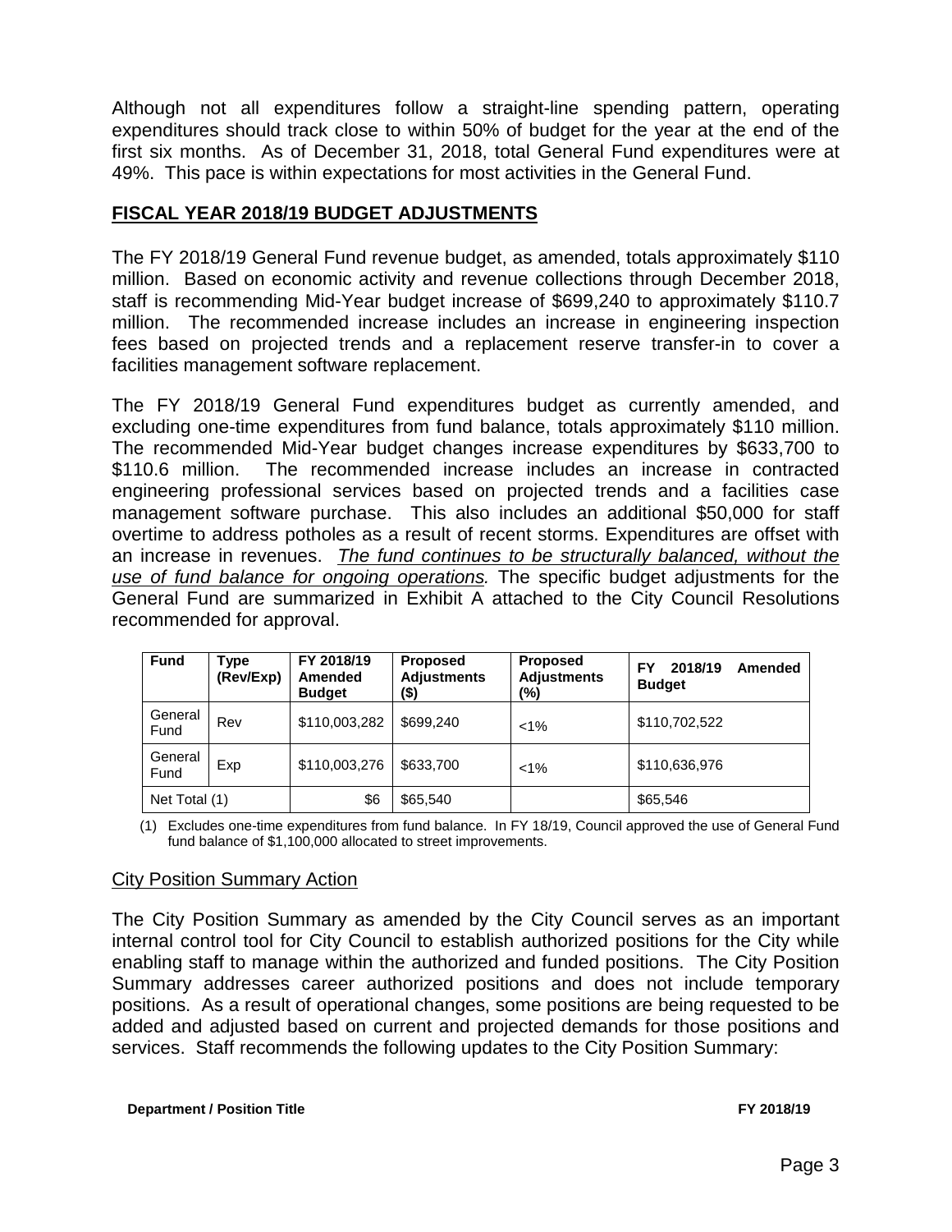Although not all expenditures follow a straight-line spending pattern, operating expenditures should track close to within 50% of budget for the year at the end of the first six months. As of December 31, 2018, total General Fund expenditures were at 49%. This pace is within expectations for most activities in the General Fund.

## **FISCAL YEAR 2018/19 BUDGET ADJUSTMENTS**

The FY 2018/19 General Fund revenue budget, as amended, totals approximately $110 million. Based on economic activity and revenue collections through December 2018, staff is recommending Mid-Year budget increase of $699,240 to approximately $110.7 million. The recommended increase includes an increase in engineering inspection fees based on projected trends and a replacement reserve transfer-in to cover a facilities management software replacement.

The FY 2018/19 General Fund expenditures budget as currently amended, and excluding one-time expenditures from fund balance, totals approximately $110 million. The recommended Mid-Year budget changes increase expenditures by $633,700 to $110.6 million. The recommended increase includes an increase in contracted engineering professional services based on projected trends and a facilities case management software purchase. This also includes an additional $50,000 for staff overtime to address potholes as a result of recent storms. Expenditures are offset with an increase in revenues. *The fund continues to be structurally balanced, without the use of fund balance for ongoing operations.* The specific budget adjustments for the General Fund are summarized in Exhibit A attached to the City Council Resolutions recommended for approval.

| Fund | Type (Rev/Exp) | FY 2018/19 Amended Budget | Proposed Adjustments ($) | Proposed Adjustments (%) | FY 2018/19 Amended Budget |
|---|---|---|---|---|---|
| General Fund | Rev | $110,003,282 | $699,240 | <1% | $110,702,522 |
| General Fund | Exp | $110,003,276 | $633,700 | <1% | $110,636,976 |
| Net Total (1) | | $6 | $65,540 | | $65,546 |

(1) Excludes one-time expenditures from fund balance. In FY 18/19, Council approved the use of General Fund fund balance of $1,100,000 allocated to street improvements.

### City Position Summary Action

The City Position Summary as amended by the City Council serves as an important internal control tool for City Council to establish authorized positions for the City while enabling staff to manage within the authorized and funded positions. The City Position Summary addresses career authorized positions and does not include temporary positions. As a result of operational changes, some positions are being requested to be added and adjusted based on current and projected demands for those positions and services. Staff recommends the following updates to the City Position Summary:

| Department / Position Title | FY 2018/19 |
|---|---|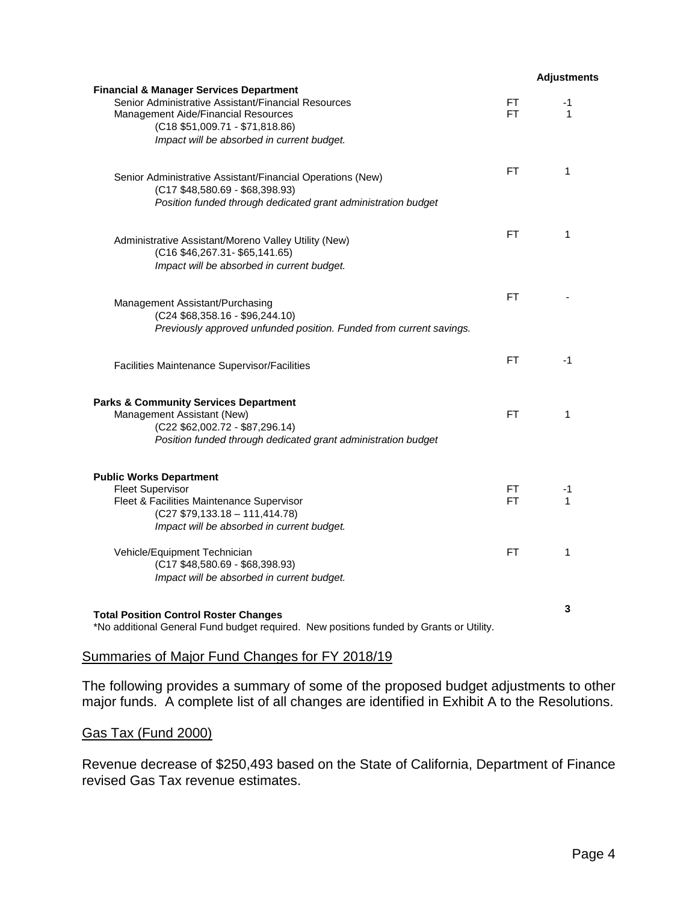| | | Adjustments |
|---|---|---|
| **Financial & Manager Services Department** | | |
| Senior Administrative Assistant/Financial Resources | FT | -1 |
| Management Aide/Financial Resources | FT | 1 |
| (C18 $51,009.71 - $71,818.86) | | |
| *Impact will be absorbed in current budget.* | | |
| Senior Administrative Assistant/Financial Operations (New) | FT | 1 |
| (C17 $48,580.69 - $68,398.93) | | |
| *Position funded through dedicated grant administration budget* | | |
| Administrative Assistant/Moreno Valley Utility (New) | FT | 1 |
| (C16 $46,267.31- $65,141.65) | | |
| *Impact will be absorbed in current budget.* | | |
| Management Assistant/Purchasing | FT | - |
| (C24 $68,358.16 - $96,244.10) | | |
| *Previously approved unfunded position. Funded from current savings.* | | |
| Facilities Maintenance Supervisor/Facilities | FT | -1 |
| **Parks & Community Services Department** | | |
| Management Assistant (New) | FT | 1 |
| (C22 $62,002.72 - $87,296.14) | | |
| *Position funded through dedicated grant administration budget* | | |
| **Public Works Department** | | |
| Fleet Supervisor | FT | -1 |
| Fleet & Facilities Maintenance Supervisor | FT | 1 |
| (C27 $79,133.18 – 111,414.78) | | |
| *Impact will be absorbed in current budget.* | | |
| Vehicle/Equipment Technician | FT | 1 |
| (C17 $48,580.69 - $68,398.93) | | |
| *Impact will be absorbed in current budget.* | | |
| **Total Position Control Roster Changes** | | **3** |

*No additional General Fund budget required. New positions funded by Grants or Utility.

## Summaries of Major Fund Changes for FY 2018/19

The following provides a summary of some of the proposed budget adjustments to other major funds. A complete list of all changes are identified in Exhibit A to the Resolutions.

### Gas Tax (Fund 2000)

Revenue decrease of $250,493 based on the State of California, Department of Finance revised Gas Tax revenue estimates.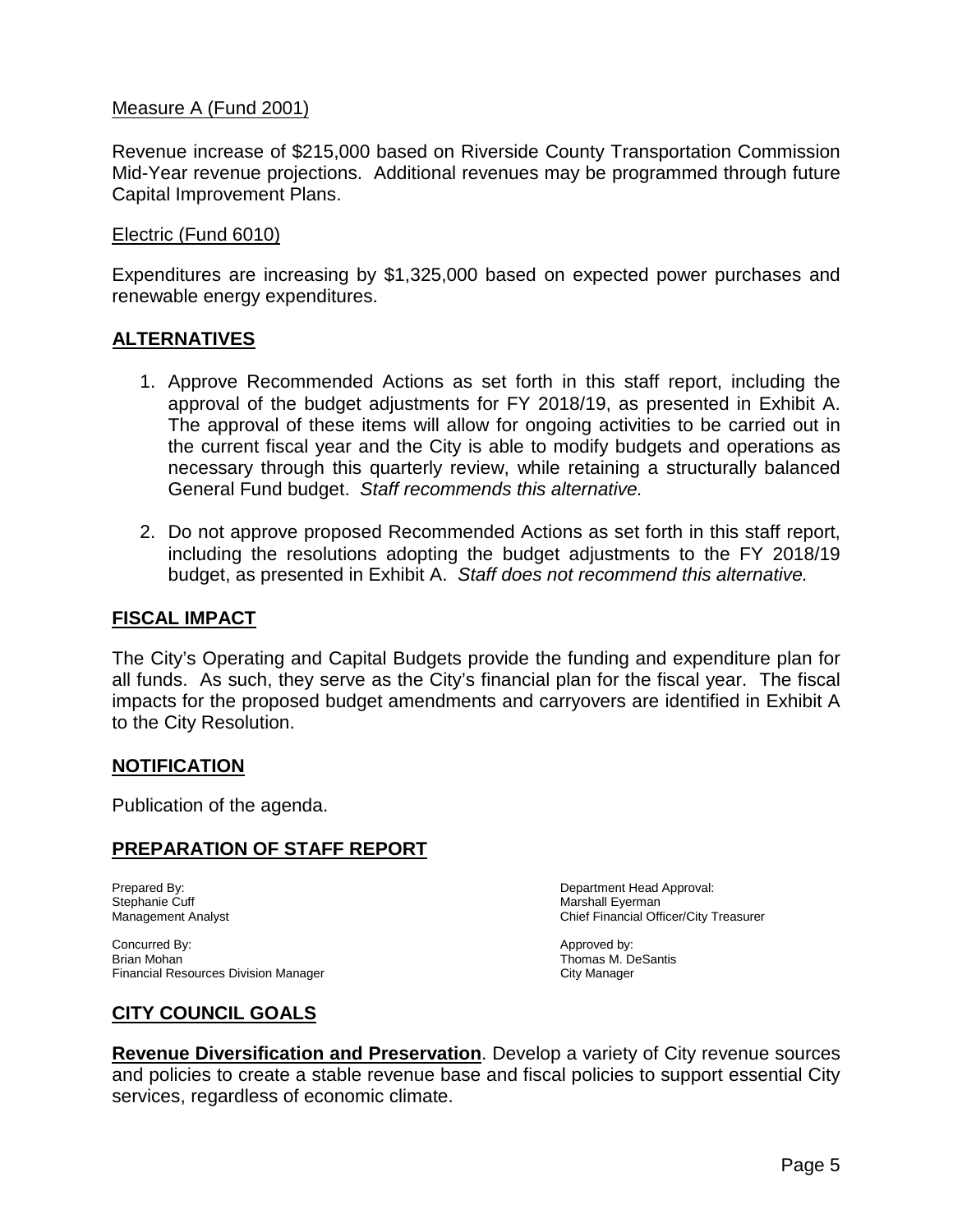Measure A (Fund 2001)

Revenue increase of $215,000 based on Riverside County Transportation Commission Mid-Year revenue projections. Additional revenues may be programmed through future Capital Improvement Plans.

Electric (Fund 6010)

Expenditures are increasing by $1,325,000 based on expected power purchases and renewable energy expenditures.

## ALTERNATIVES

1. Approve Recommended Actions as set forth in this staff report, including the approval of the budget adjustments for FY 2018/19, as presented in Exhibit A. The approval of these items will allow for ongoing activities to be carried out in the current fiscal year and the City is able to modify budgets and operations as necessary through this quarterly review, while retaining a structurally balanced General Fund budget. *Staff recommends this alternative.*

2. Do not approve proposed Recommended Actions as set forth in this staff report, including the resolutions adopting the budget adjustments to the FY 2018/19 budget, as presented in Exhibit A. *Staff does not recommend this alternative.*

## FISCAL IMPACT

The City's Operating and Capital Budgets provide the funding and expenditure plan for all funds. As such, they serve as the City's financial plan for the fiscal year. The fiscal impacts for the proposed budget amendments and carryovers are identified in Exhibit A to the City Resolution.

## NOTIFICATION

Publication of the agenda.

## PREPARATION OF STAFF REPORT

Prepared By:
Stephanie Cuff
Management Analyst

Department Head Approval:
Marshall Eyerman
Chief Financial Officer/City Treasurer

Concurred By:
Brian Mohan
Financial Resources Division Manager

Approved by:
Thomas M. DeSantis
City Manager

## CITY COUNCIL GOALS

**Revenue Diversification and Preservation**. Develop a variety of City revenue sources and policies to create a stable revenue base and fiscal policies to support essential City services, regardless of economic climate.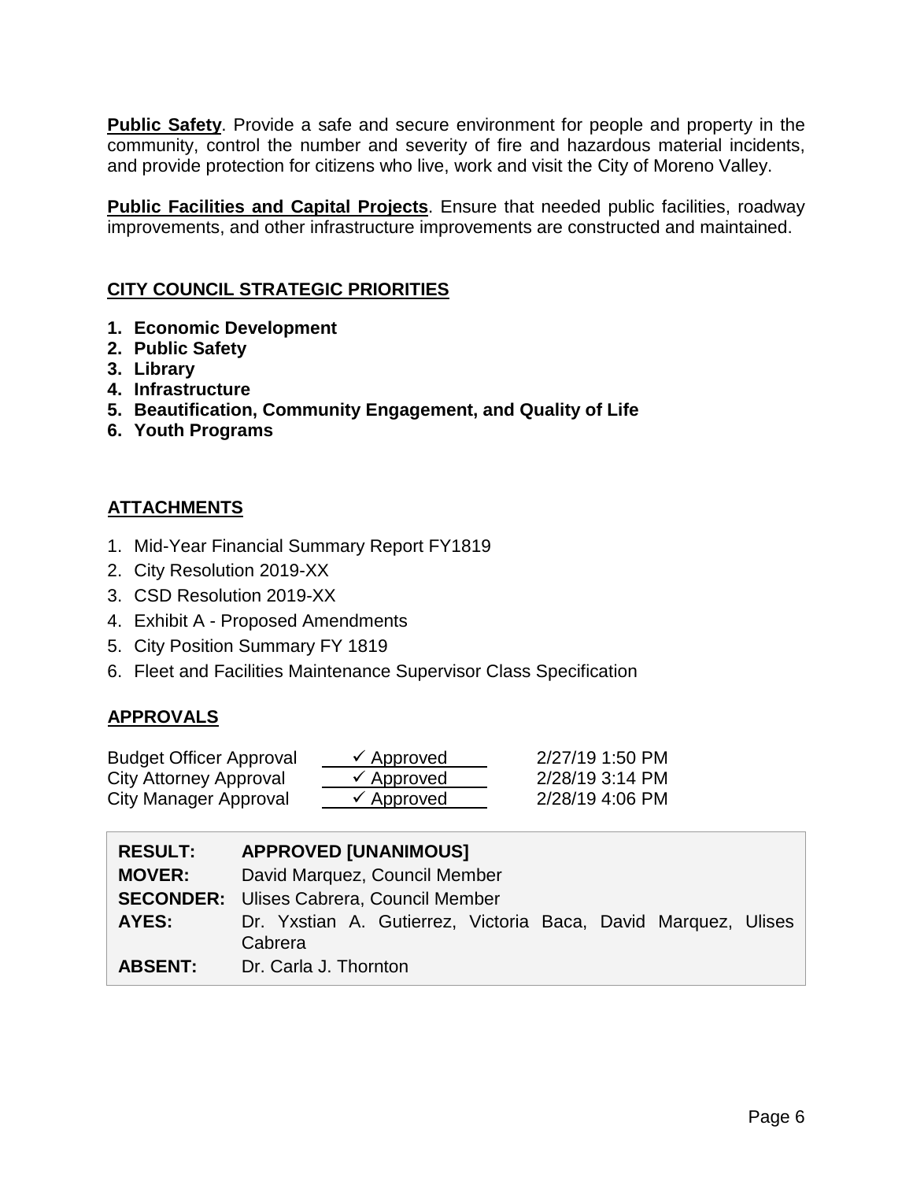**Public Safety**. Provide a safe and secure environment for people and property in the community, control the number and severity of fire and hazardous material incidents, and provide protection for citizens who live, work and visit the City of Moreno Valley.

**Public Facilities and Capital Projects**. Ensure that needed public facilities, roadway improvements, and other infrastructure improvements are constructed and maintained.

## CITY COUNCIL STRATEGIC PRIORITIES

1. **Economic Development**
2. **Public Safety**
3. **Library**
4. **Infrastructure**
5. **Beautification, Community Engagement, and Quality of Life**
6. **Youth Programs**

## ATTACHMENTS

1. Mid-Year Financial Summary Report FY1819
2. City Resolution 2019-XX
3. CSD Resolution 2019-XX
4. Exhibit A - Proposed Amendments
5. City Position Summary FY 1819
6. Fleet and Facilities Maintenance Supervisor Class Specification

## APPROVALS

| | | |
|---|---|---|
| Budget Officer Approval | ✓ Approved | 2/27/19 1:50 PM |
| City Attorney Approval | ✓ Approved | 2/28/19 3:14 PM |
| City Manager Approval | ✓ Approved | 2/28/19 4:06 PM |

| | |
|---|---|
| **RESULT:** | **APPROVED [UNANIMOUS]** |
| **MOVER:** | David Marquez, Council Member |
| **SECONDER:** | Ulises Cabrera, Council Member |
| **AYES:** | Dr. Yxstian A. Gutierrez, Victoria Baca, David Marquez, Ulises Cabrera |
| **ABSENT:** | Dr. Carla J. Thornton |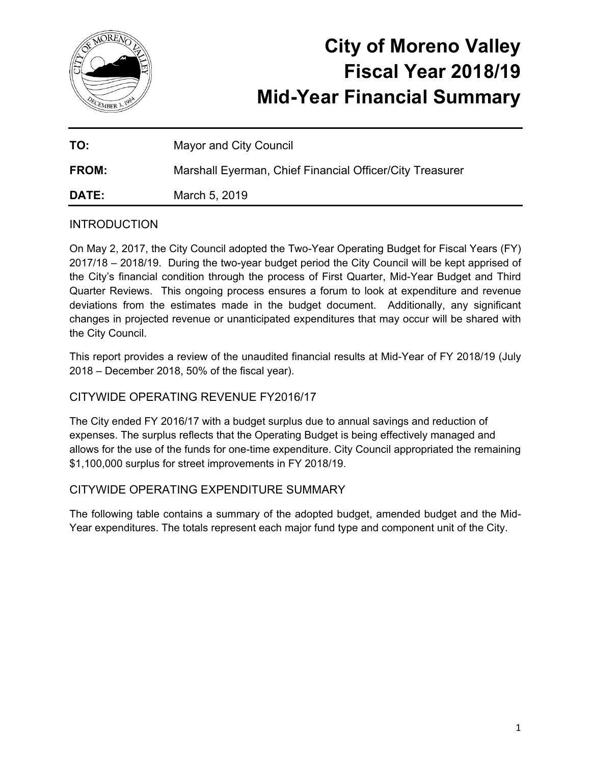# City of Moreno Valley Fiscal Year 2018/19 Mid-Year Financial Summary

| | |
|---|---|
| **TO:** | Mayor and City Council |
| **FROM:** | Marshall Eyerman, Chief Financial Officer/City Treasurer |
| **DATE:** | March 5, 2019 |

## INTRODUCTION

On May 2, 2017, the City Council adopted the Two-Year Operating Budget for Fiscal Years (FY) 2017/18 – 2018/19. During the two-year budget period the City Council will be kept apprised of the City's financial condition through the process of First Quarter, Mid-Year Budget and Third Quarter Reviews. This ongoing process ensures a forum to look at expenditure and revenue deviations from the estimates made in the budget document. Additionally, any significant changes in projected revenue or unanticipated expenditures that may occur will be shared with the City Council.

This report provides a review of the unaudited financial results at Mid-Year of FY 2018/19 (July 2018 – December 2018, 50% of the fiscal year).

## CITYWIDE OPERATING REVENUE FY2016/17

The City ended FY 2016/17 with a budget surplus due to annual savings and reduction of expenses. The surplus reflects that the Operating Budget is being effectively managed and allows for the use of the funds for one-time expenditure. City Council appropriated the remaining $1,100,000 surplus for street improvements in FY 2018/19.

## CITYWIDE OPERATING EXPENDITURE SUMMARY

The following table contains a summary of the adopted budget, amended budget and the Mid-Year expenditures. The totals represent each major fund type and component unit of the City.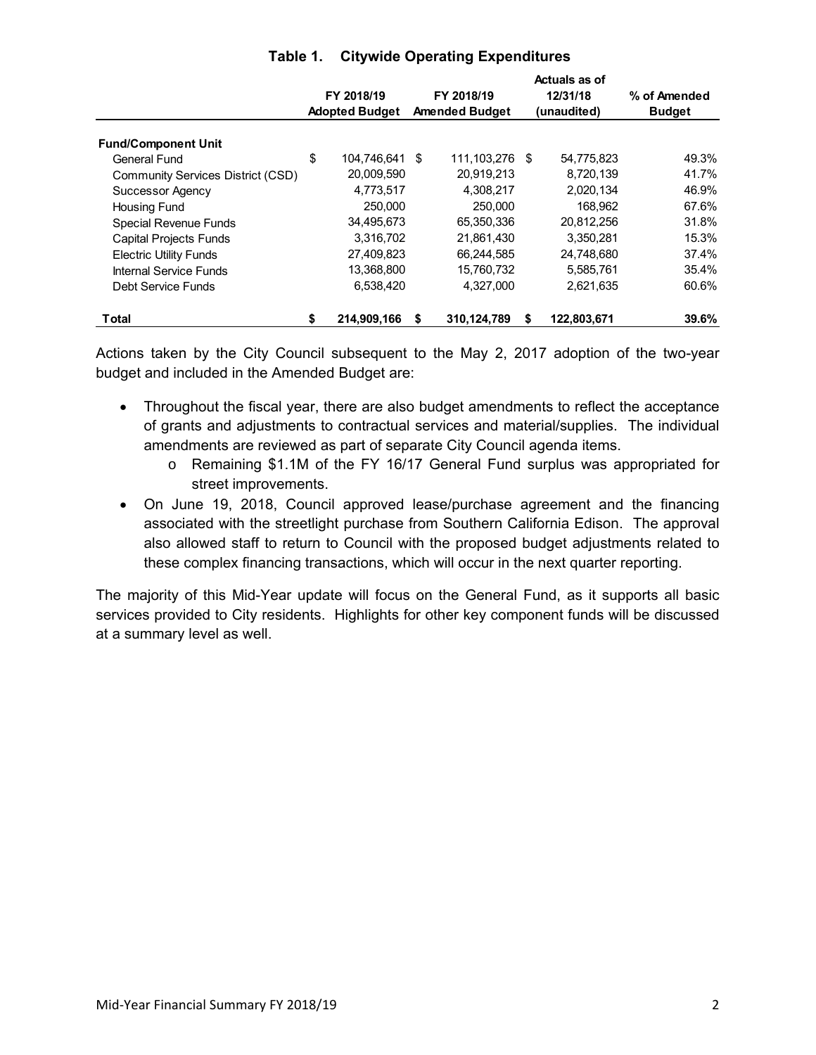### Table 1. Citywide Operating Expenditures

| | FY 2018/19 Adopted Budget | FY 2018/19 Amended Budget | Actuals as of 12/31/18 (unaudited) | % of Amended Budget |
|---|---|---|---|---|
| **Fund/Component Unit** | | | | |
| General Fund | $ 104,746,641 | $ 111,103,276 | $ 54,775,823 | 49.3% |
| Community Services District (CSD) | 20,009,590 | 20,919,213 | 8,720,139 | 41.7% |
| Successor Agency | 4,773,517 | 4,308,217 | 2,020,134 | 46.9% |
| Housing Fund | 250,000 | 250,000 | 168,962 | 67.6% |
| Special Revenue Funds | 34,495,673 | 65,350,336 | 20,812,256 | 31.8% |
| Capital Projects Funds | 3,316,702 | 21,861,430 | 3,350,281 | 15.3% |
| Electric Utility Funds | 27,409,823 | 66,244,585 | 24,748,680 | 37.4% |
| Internal Service Funds | 13,368,800 | 15,760,732 | 5,585,761 | 35.4% |
| Debt Service Funds | 6,538,420 | 4,327,000 | 2,621,635 | 60.6% |
| **Total** | **$ 214,909,166** | **$ 310,124,789** | **$ 122,803,671** | **39.6%** |

Actions taken by the City Council subsequent to the May 2, 2017 adoption of the two-year budget and included in the Amended Budget are:

- Throughout the fiscal year, there are also budget amendments to reflect the acceptance of grants and adjustments to contractual services and material/supplies. The individual amendments are reviewed as part of separate City Council agenda items.
  - Remaining $1.1M of the FY 16/17 General Fund surplus was appropriated for street improvements.
- On June 19, 2018, Council approved lease/purchase agreement and the financing associated with the streetlight purchase from Southern California Edison. The approval also allowed staff to return to Council with the proposed budget adjustments related to these complex financing transactions, which will occur in the next quarter reporting.

The majority of this Mid-Year update will focus on the General Fund, as it supports all basic services provided to City residents. Highlights for other key component funds will be discussed at a summary level as well.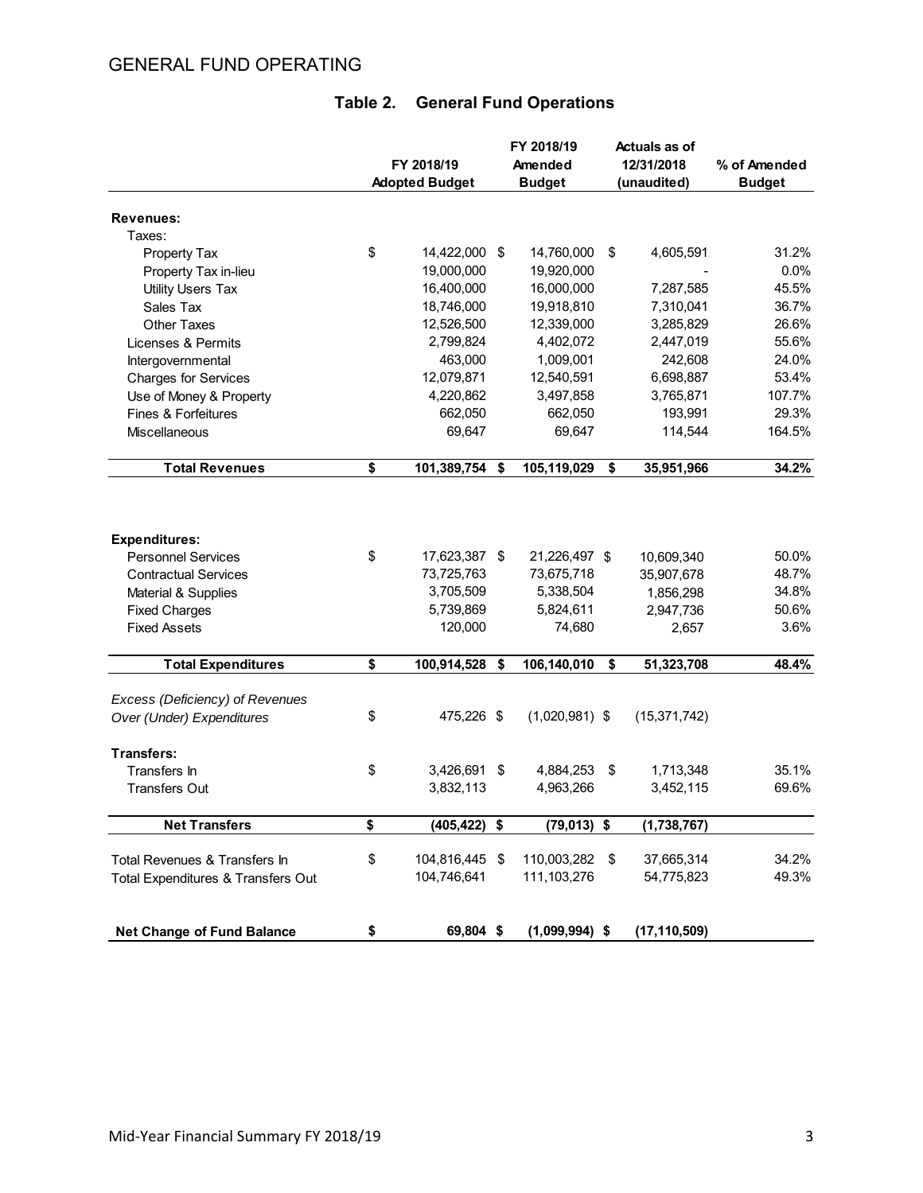## GENERAL FUND OPERATING

### Table 2. General Fund Operations

| | FY 2018/19 Adopted Budget | FY 2018/19 Amended Budget | Actuals as of 12/31/2018 (unaudited) | % of Amended Budget |
|---|---|---|---|---|
| **Revenues:** | | | | |
| Taxes: | | | | |
| Property Tax | $ 14,422,000 | $ 14,760,000 | $ 4,605,591 | 31.2% |
| Property Tax in-lieu | 19,000,000 | 19,920,000 | - | 0.0% |
| Utility Users Tax | 16,400,000 | 16,000,000 | 7,287,585 | 45.5% |
| Sales Tax | 18,746,000 | 19,918,810 | 7,310,041 | 36.7% |
| Other Taxes | 12,526,500 | 12,339,000 | 3,285,829 | 26.6% |
| Licenses & Permits | 2,799,824 | 4,402,072 | 2,447,019 | 55.6% |
| Intergovernmental | 463,000 | 1,009,001 | 242,608 | 24.0% |
| Charges for Services | 12,079,871 | 12,540,591 | 6,698,887 | 53.4% |
| Use of Money & Property | 4,220,862 | 3,497,858 | 3,765,871 | 107.7% |
| Fines & Forfeitures | 662,050 | 662,050 | 193,991 | 29.3% |
| Miscellaneous | 69,647 | 69,647 | 114,544 | 164.5% |
| **Total Revenues** | **$ 101,389,754** | **$ 105,119,029** | **$ 35,951,966** | **34.2%** |
| **Expenditures:** | | | | |
| Personnel Services | $ 17,623,387 | $ 21,226,497 | $ 10,609,340 | 50.0% |
| Contractual Services | 73,725,763 | 73,675,718 | 35,907,678 | 48.7% |
| Material & Supplies | 3,705,509 | 5,338,504 | 1,856,298 | 34.8% |
| Fixed Charges | 5,739,869 | 5,824,611 | 2,947,736 | 50.6% |
| Fixed Assets | 120,000 | 74,680 | 2,657 | 3.6% |
| **Total Expenditures** | **$ 100,914,528** | **$ 106,140,010** | **$ 51,323,708** | **48.4%** |
| *Excess (Deficiency) of Revenues Over (Under) Expenditures* | $ 475,226 | $ (1,020,981) | $ (15,371,742) | |
| **Transfers:** | | | | |
| Transfers In | $ 3,426,691 | $ 4,884,253 | $ 1,713,348 | 35.1% |
| Transfers Out | 3,832,113 | 4,963,266 | 3,452,115 | 69.6% |
| **Net Transfers** | **$ (405,422)** | **$ (79,013)** | **$ (1,738,767)** | |
| Total Revenues & Transfers In | $ 104,816,445 | $ 110,003,282 | $ 37,665,314 | 34.2% |
| Total Expenditures & Transfers Out | 104,746,641 | 111,103,276 | 54,775,823 | 49.3% |
| **Net Change of Fund Balance** | **$ 69,804** | **$ (1,099,994)** | **$ (17,110,509)** | |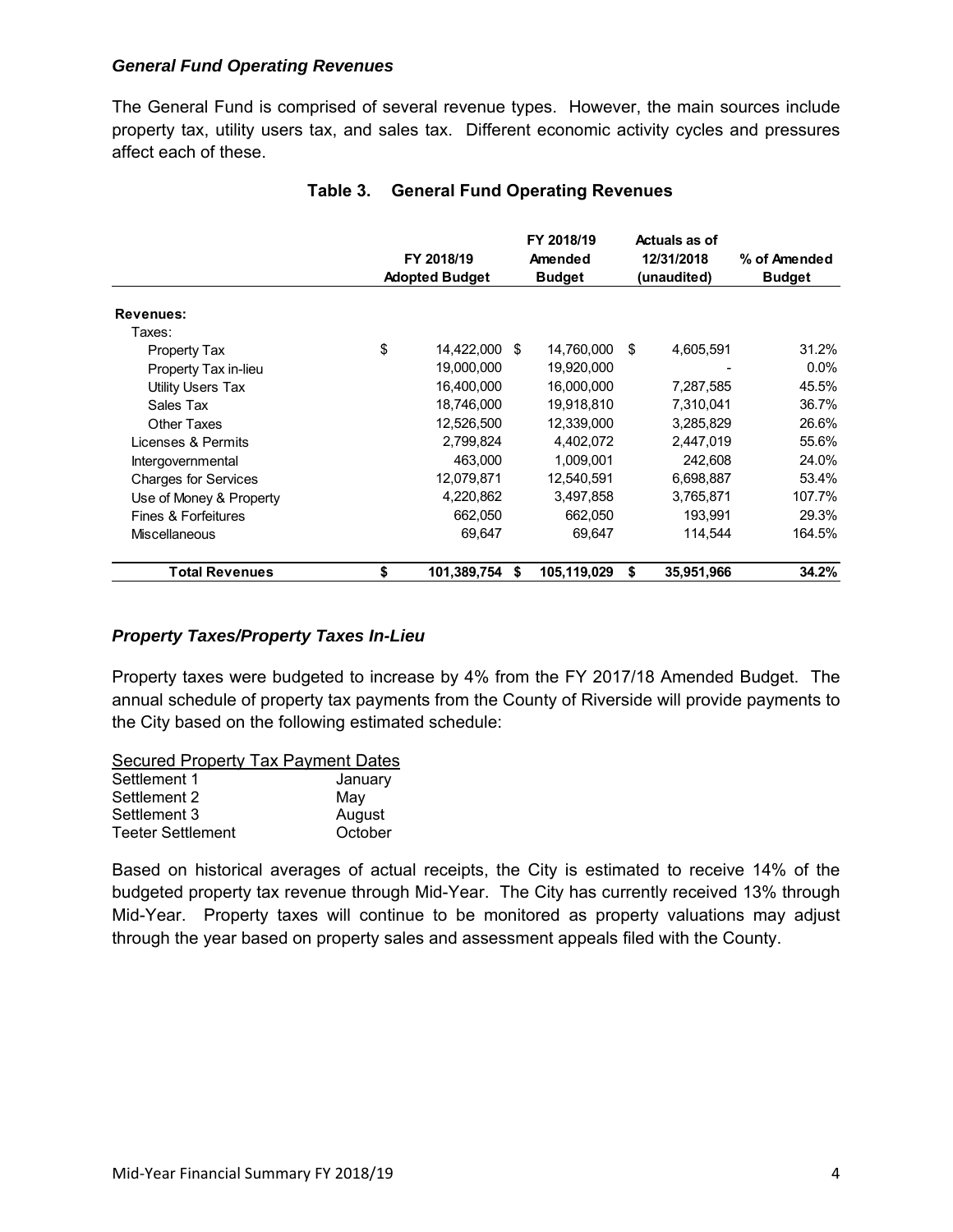### *General Fund Operating Revenues*

The General Fund is comprised of several revenue types. However, the main sources include property tax, utility users tax, and sales tax. Different economic activity cycles and pressures affect each of these.

**Table 3. General Fund Operating Revenues**

| | FY 2018/19 Adopted Budget | FY 2018/19 Amended Budget | Actuals as of 12/31/2018 (unaudited) | % of Amended Budget |
|---|---|---|---|---|
| **Revenues:** | | | | |
| Taxes: | | | | |
| Property Tax | $ 14,422,000 | $ 14,760,000 | $ 4,605,591 | 31.2% |
| Property Tax in-lieu | 19,000,000 | 19,920,000 | - | 0.0% |
| Utility Users Tax | 16,400,000 | 16,000,000 | 7,287,585 | 45.5% |
| Sales Tax | 18,746,000 | 19,918,810 | 7,310,041 | 36.7% |
| Other Taxes | 12,526,500 | 12,339,000 | 3,285,829 | 26.6% |
| Licenses & Permits | 2,799,824 | 4,402,072 | 2,447,019 | 55.6% |
| Intergovernmental | 463,000 | 1,009,001 | 242,608 | 24.0% |
| Charges for Services | 12,079,871 | 12,540,591 | 6,698,887 | 53.4% |
| Use of Money & Property | 4,220,862 | 3,497,858 | 3,765,871 | 107.7% |
| Fines & Forfeitures | 662,050 | 662,050 | 193,991 | 29.3% |
| Miscellaneous | 69,647 | 69,647 | 114,544 | 164.5% |
| **Total Revenues** | **$ 101,389,754** | **$ 105,119,029** | **$ 35,951,966** | **34.2%** |

### *Property Taxes/Property Taxes In-Lieu*

Property taxes were budgeted to increase by 4% from the FY 2017/18 Amended Budget. The annual schedule of property tax payments from the County of Riverside will provide payments to the City based on the following estimated schedule:

| Secured Property Tax Payment Dates | |
|---|---|
| Settlement 1 | January |
| Settlement 2 | May |
| Settlement 3 | August |
| Teeter Settlement | October |

Based on historical averages of actual receipts, the City is estimated to receive 14% of the budgeted property tax revenue through Mid-Year. The City has currently received 13% through Mid-Year. Property taxes will continue to be monitored as property valuations may adjust through the year based on property sales and assessment appeals filed with the County.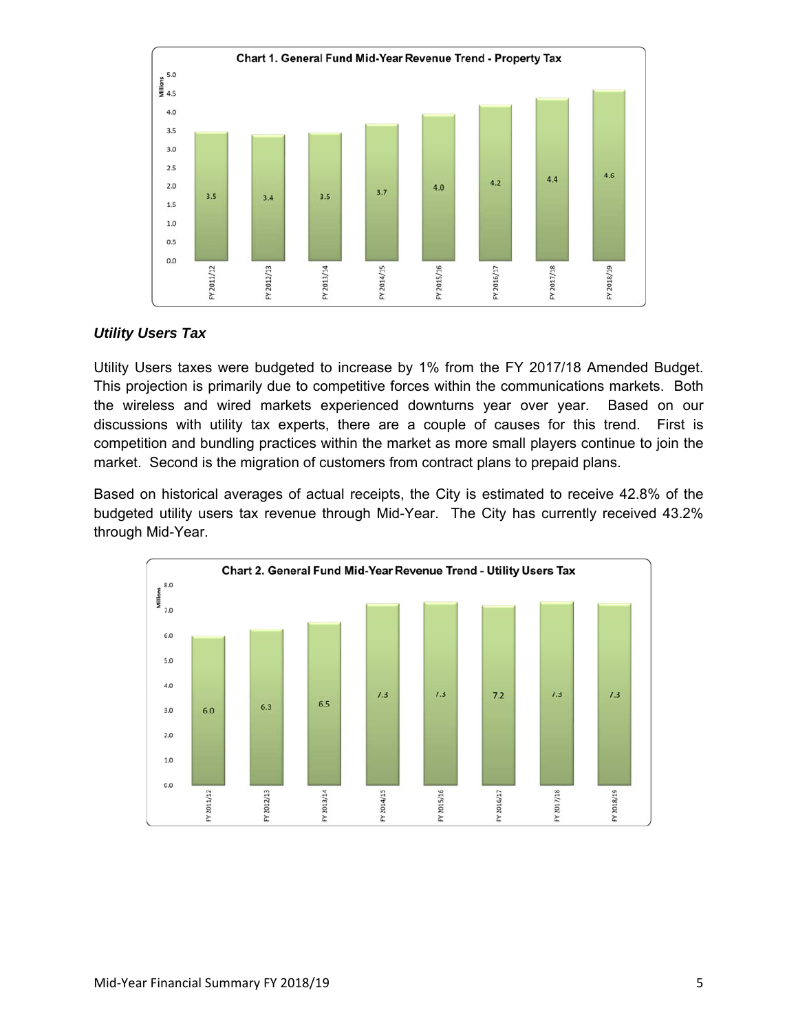**Chart 1. General Fund Mid-Year Revenue Trend - Property Tax**

| Fiscal Year | Millions |
|---|---|
| FY 2011/12 | 3.5 |
| FY 2012/13 | 3.4 |
| FY 2013/14 | 3.5 |
| FY 2014/15 | 3.7 |
| FY 2015/16 | 4.0 |
| FY 2016/17 | 4.2 |
| FY 2017/18 | 4.4 |
| FY 2018/19 | 4.6 |

### *Utility Users Tax*

Utility Users taxes were budgeted to increase by 1% from the FY 2017/18 Amended Budget. This projection is primarily due to competitive forces within the communications markets. Both the wireless and wired markets experienced downturns year over year. Based on our discussions with utility tax experts, there are a couple of causes for this trend. First is competition and bundling practices within the market as more small players continue to join the market. Second is the migration of customers from contract plans to prepaid plans.

Based on historical averages of actual receipts, the City is estimated to receive 42.8% of the budgeted utility users tax revenue through Mid-Year. The City has currently received 43.2% through Mid-Year.

**Chart 2. General Fund Mid-Year Revenue Trend - Utility Users Tax**

| Fiscal Year | Millions |
|---|---|
| FY 2011/12 | 6.0 |
| FY 2012/13 | 6.3 |
| FY 2013/14 | 6.5 |
| FY 2014/15 | 7.3 |
| FY 2015/16 | 7.3 |
| FY 2016/17 | 7.2 |
| FY 2017/18 | 7.3 |
| FY 2018/19 | 7.3 |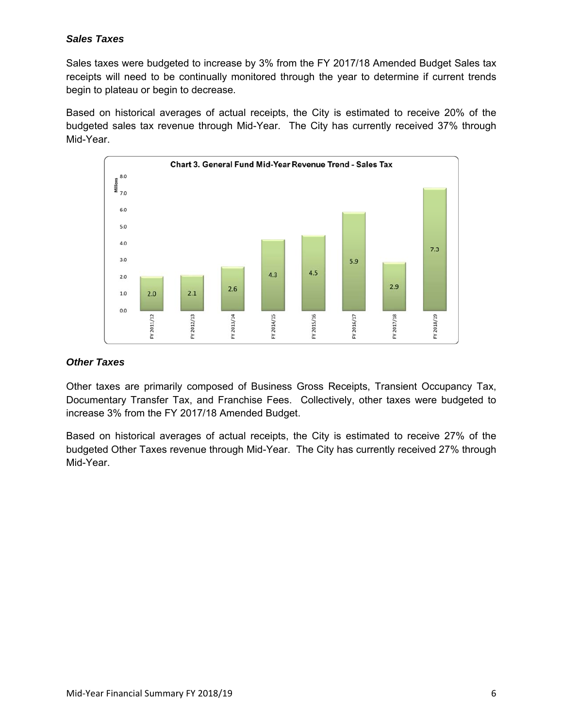### *Sales Taxes*

Sales taxes were budgeted to increase by 3% from the FY 2017/18 Amended Budget Sales tax receipts will need to be continually monitored through the year to determine if current trends begin to plateau or begin to decrease.

Based on historical averages of actual receipts, the City is estimated to receive 20% of the budgeted sales tax revenue through Mid-Year. The City has currently received 37% through Mid-Year.

**Chart 3. General Fund Mid-Year Revenue Trend - Sales Tax**

| Fiscal Year | Millions |
|---|---|
| FY 2011/12 | 2.0 |
| FY 2012/13 | 2.1 |
| FY 2013/14 | 2.6 |
| FY 2014/15 | 4.3 |
| FY 2015/16 | 4.5 |
| FY 2016/17 | 5.9 |
| FY 2017/18 | 2.9 |
| FY 2018/19 | 7.3 |

### *Other Taxes*

Other taxes are primarily composed of Business Gross Receipts, Transient Occupancy Tax, Documentary Transfer Tax, and Franchise Fees. Collectively, other taxes were budgeted to increase 3% from the FY 2017/18 Amended Budget.

Based on historical averages of actual receipts, the City is estimated to receive 27% of the budgeted Other Taxes revenue through Mid-Year. The City has currently received 27% through Mid-Year.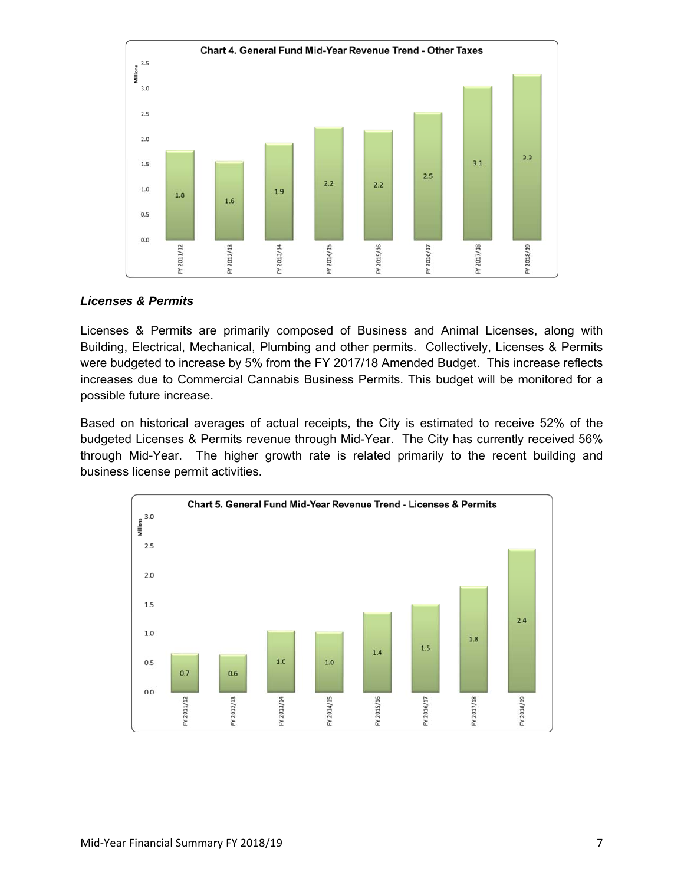**Chart 4. General Fund Mid-Year Revenue Trend - Other Taxes**

| Fiscal Year | Millions |
|---|---|
| FY 2011/12 | 1.8 |
| FY 2012/13 | 1.6 |
| FY 2013/14 | 1.9 |
| FY 2014/15 | 2.2 |
| FY 2015/16 | 2.2 |
| FY 2016/17 | 2.5 |
| FY 2017/18 | 3.1 |
| FY 2018/19 | 3.3 |

### *Licenses & Permits*

Licenses & Permits are primarily composed of Business and Animal Licenses, along with Building, Electrical, Mechanical, Plumbing and other permits. Collectively, Licenses & Permits were budgeted to increase by 5% from the FY 2017/18 Amended Budget. This increase reflects increases due to Commercial Cannabis Business Permits. This budget will be monitored for a possible future increase.

Based on historical averages of actual receipts, the City is estimated to receive 52% of the budgeted Licenses & Permits revenue through Mid-Year. The City has currently received 56% through Mid-Year. The higher growth rate is related primarily to the recent building and business license permit activities.

**Chart 5. General Fund Mid-Year Revenue Trend - Licenses & Permits**

| Fiscal Year | Millions |
|---|---|
| FY 2011/12 | 0.7 |
| FY 2012/13 | 0.6 |
| FY 2013/14 | 1.0 |
| FY 2014/15 | 1.0 |
| FY 2015/16 | 1.4 |
| FY 2016/17 | 1.5 |
| FY 2017/18 | 1.8 |
| FY 2018/19 | 2.4 |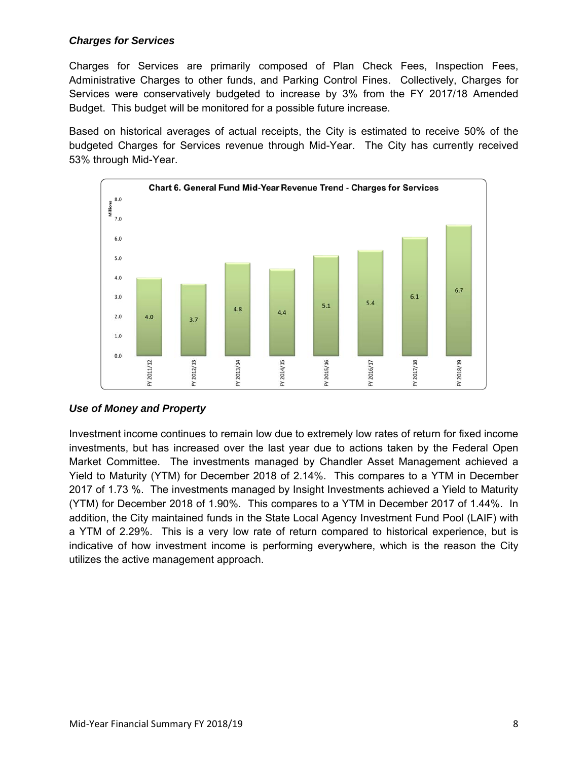### *Charges for Services*

Charges for Services are primarily composed of Plan Check Fees, Inspection Fees, Administrative Charges to other funds, and Parking Control Fines. Collectively, Charges for Services were conservatively budgeted to increase by 3% from the FY 2017/18 Amended Budget. This budget will be monitored for a possible future increase.

Based on historical averages of actual receipts, the City is estimated to receive 50% of the budgeted Charges for Services revenue through Mid-Year. The City has currently received 53% through Mid-Year.

**Chart 6. General Fund Mid-Year Revenue Trend - Charges for Services**

| Fiscal Year | Millions |
|---|---|
| FY 2011/12 | 4.0 |
| FY 2012/13 | 3.7 |
| FY 2013/14 | 4.8 |
| FY 2014/15 | 4.4 |
| FY 2015/16 | 5.1 |
| FY 2016/17 | 5.4 |
| FY 2017/18 | 6.1 |
| FY 2018/19 | 6.7 |

### *Use of Money and Property*

Investment income continues to remain low due to extremely low rates of return for fixed income investments, but has increased over the last year due to actions taken by the Federal Open Market Committee. The investments managed by Chandler Asset Management achieved a Yield to Maturity (YTM) for December 2018 of 2.14%. This compares to a YTM in December 2017 of 1.73 %. The investments managed by Insight Investments achieved a Yield to Maturity (YTM) for December 2018 of 1.90%. This compares to a YTM in December 2017 of 1.44%. In addition, the City maintained funds in the State Local Agency Investment Fund Pool (LAIF) with a YTM of 2.29%. This is a very low rate of return compared to historical experience, but is indicative of how investment income is performing everywhere, which is the reason the City utilizes the active management approach.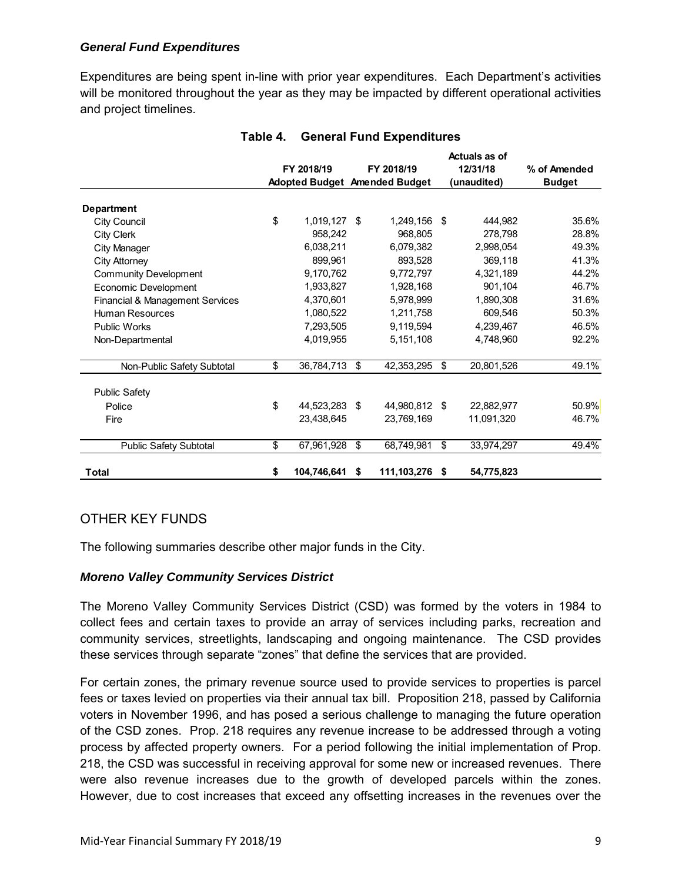### *General Fund Expenditures*

Expenditures are being spent in-line with prior year expenditures. Each Department's activities will be monitored throughout the year as they may be impacted by different operational activities and project timelines.

**Table 4. General Fund Expenditures**

| | FY 2018/19 Adopted Budget | FY 2018/19 Amended Budget | Actuals as of 12/31/18 (unaudited) | % of Amended Budget |
|---|---|---|---|---|
| **Department** | | | | |
| City Council | $ 1,019,127 | $ 1,249,156 | $ 444,982 | 35.6% |
| City Clerk | 958,242 | 968,805 | 278,798 | 28.8% |
| City Manager | 6,038,211 | 6,079,382 | 2,998,054 | 49.3% |
| City Attorney | 899,961 | 893,528 | 369,118 | 41.3% |
| Community Development | 9,170,762 | 9,772,797 | 4,321,189 | 44.2% |
| Economic Development | 1,933,827 | 1,928,168 | 901,104 | 46.7% |
| Financial & Management Services | 4,370,601 | 5,978,999 | 1,890,308 | 31.6% |
| Human Resources | 1,080,522 | 1,211,758 | 609,546 | 50.3% |
| Public Works | 7,293,505 | 9,119,594 | 4,239,467 | 46.5% |
| Non-Departmental | 4,019,955 | 5,151,108 | 4,748,960 | 92.2% |
| Non-Public Safety Subtotal | $ 36,784,713 | $ 42,353,295 | $ 20,801,526 | 49.1% |
| Public Safety | | | | |
| Police | $ 44,523,283 | $ 44,980,812 | $ 22,882,977 | 50.9% |
| Fire | 23,438,645 | 23,769,169 | 11,091,320 | 46.7% |
| Public Safety Subtotal | $ 67,961,928 | $ 68,749,981 | $ 33,974,297 | 49.4% |
| **Total** | **$ 104,746,641** | **$ 111,103,276** | **$ 54,775,823** | |

## OTHER KEY FUNDS

The following summaries describe other major funds in the City.

### *Moreno Valley Community Services District*

The Moreno Valley Community Services District (CSD) was formed by the voters in 1984 to collect fees and certain taxes to provide an array of services including parks, recreation and community services, streetlights, landscaping and ongoing maintenance. The CSD provides these services through separate "zones" that define the services that are provided.

For certain zones, the primary revenue source used to provide services to properties is parcel fees or taxes levied on properties via their annual tax bill. Proposition 218, passed by California voters in November 1996, and has posed a serious challenge to managing the future operation of the CSD zones. Prop. 218 requires any revenue increase to be addressed through a voting process by affected property owners. For a period following the initial implementation of Prop. 218, the CSD was successful in receiving approval for some new or increased revenues. There were also revenue increases due to the growth of developed parcels within the zones. However, due to cost increases that exceed any offsetting increases in the revenues over the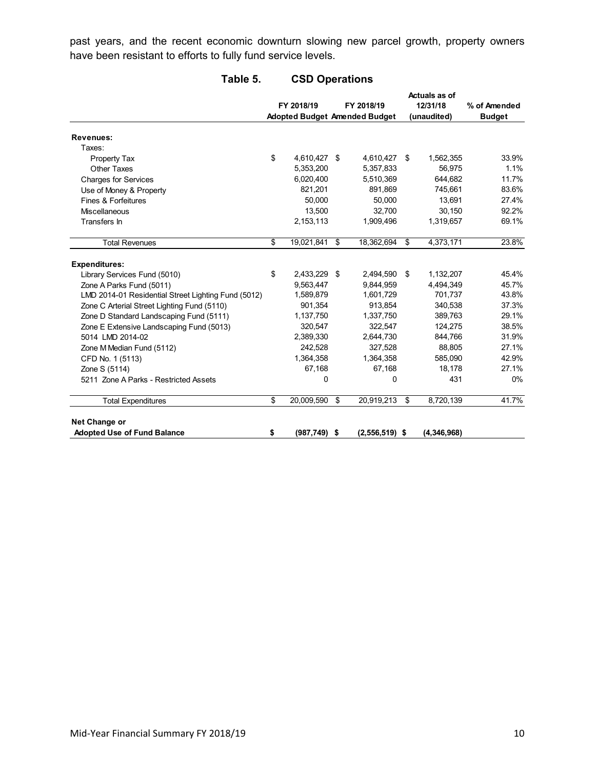past years, and the recent economic downturn slowing new parcel growth, property owners have been resistant to efforts to fully fund service levels.

**Table 5. CSD Operations**

| | FY 2018/19 Adopted Budget | FY 2018/19 Amended Budget | Actuals as of 12/31/18 (unaudited) | % of Amended Budget |
|---|---|---|---|---|
| **Revenues:** | | | | |
| Taxes: | | | | |
| Property Tax | $ 4,610,427 | $ 4,610,427 | $ 1,562,355 | 33.9% |
| Other Taxes | 5,353,200 | 5,357,833 | 56,975 | 1.1% |
| Charges for Services | 6,020,400 | 5,510,369 | 644,682 | 11.7% |
| Use of Money & Property | 821,201 | 891,869 | 745,661 | 83.6% |
| Fines & Forfeitures | 50,000 | 50,000 | 13,691 | 27.4% |
| Miscellaneous | 13,500 | 32,700 | 30,150 | 92.2% |
| Transfers In | 2,153,113 | 1,909,496 | 1,319,657 | 69.1% |
| Total Revenues | $ 19,021,841 | $ 18,362,694 | $ 4,373,171 | 23.8% |
| **Expenditures:** | | | | |
| Library Services Fund (5010) | $ 2,433,229 | $ 2,494,590 | $ 1,132,207 | 45.4% |
| Zone A Parks Fund (5011) | 9,563,447 | 9,844,959 | 4,494,349 | 45.7% |
| LMD 2014-01 Residential Street Lighting Fund (5012) | 1,589,879 | 1,601,729 | 701,737 | 43.8% |
| Zone C Arterial Street Lighting Fund (5110) | 901,354 | 913,854 | 340,538 | 37.3% |
| Zone D Standard Landscaping Fund (5111) | 1,137,750 | 1,337,750 | 389,763 | 29.1% |
| Zone E Extensive Landscaping Fund (5013) | 320,547 | 322,547 | 124,275 | 38.5% |
| 5014 LMD 2014-02 | 2,389,330 | 2,644,730 | 844,766 | 31.9% |
| Zone M Median Fund (5112) | 242,528 | 327,528 | 88,805 | 27.1% |
| CFD No. 1 (5113) | 1,364,358 | 1,364,358 | 585,090 | 42.9% |
| Zone S (5114) | 67,168 | 67,168 | 18,178 | 27.1% |
| 5211 Zone A Parks - Restricted Assets | 0 | 0 | 431 | 0% |
| Total Expenditures | $ 20,009,590 | $ 20,919,213 | $ 8,720,139 | 41.7% |
| **Net Change or Adopted Use of Fund Balance** | **$ (987,749)** | **$ (2,556,519)** | **$ (4,346,968)** | |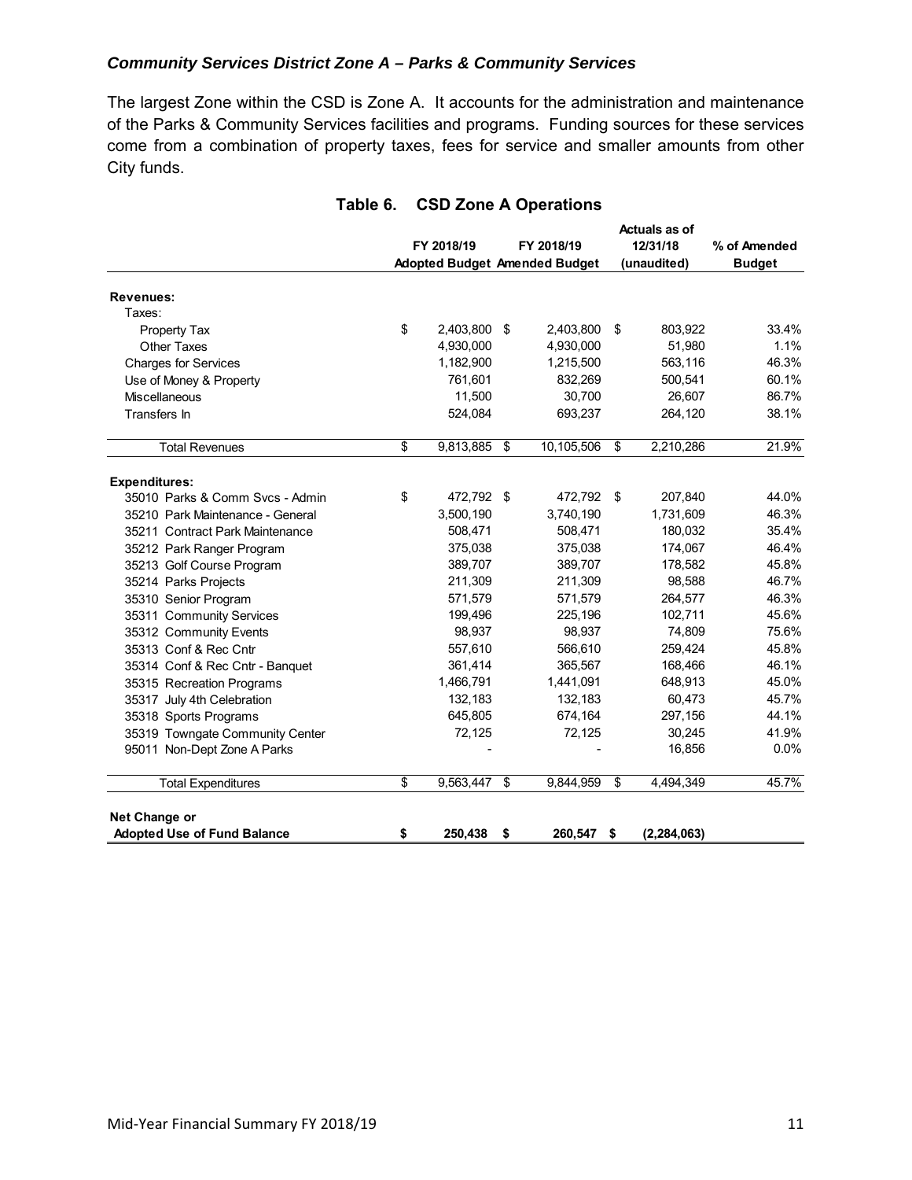### *Community Services District Zone A – Parks & Community Services*

The largest Zone within the CSD is Zone A. It accounts for the administration and maintenance of the Parks & Community Services facilities and programs. Funding sources for these services come from a combination of property taxes, fees for service and smaller amounts from other City funds.

**Table 6. CSD Zone A Operations**

| | FY 2018/19 Adopted Budget | FY 2018/19 Amended Budget | Actuals as of 12/31/18 (unaudited) | % of Amended Budget |
|---|---|---|---|---|
| **Revenues:** | | | | |
| Taxes: | | | | |
| Property Tax | $ 2,403,800 | $ 2,403,800 | $ 803,922 | 33.4% |
| Other Taxes | 4,930,000 | 4,930,000 | 51,980 | 1.1% |
| Charges for Services | 1,182,900 | 1,215,500 | 563,116 | 46.3% |
| Use of Money & Property | 761,601 | 832,269 | 500,541 | 60.1% |
| Miscellaneous | 11,500 | 30,700 | 26,607 | 86.7% |
| Transfers In | 524,084 | 693,237 | 264,120 | 38.1% |
| Total Revenues | $ 9,813,885 | $ 10,105,506 | $ 2,210,286 | 21.9% |
| **Expenditures:** | | | | |
| 35010 Parks & Comm Svcs - Admin | $ 472,792 | $ 472,792 | $ 207,840 | 44.0% |
| 35210 Park Maintenance - General | 3,500,190 | 3,740,190 | 1,731,609 | 46.3% |
| 35211 Contract Park Maintenance | 508,471 | 508,471 | 180,032 | 35.4% |
| 35212 Park Ranger Program | 375,038 | 375,038 | 174,067 | 46.4% |
| 35213 Golf Course Program | 389,707 | 389,707 | 178,582 | 45.8% |
| 35214 Parks Projects | 211,309 | 211,309 | 98,588 | 46.7% |
| 35310 Senior Program | 571,579 | 571,579 | 264,577 | 46.3% |
| 35311 Community Services | 199,496 | 225,196 | 102,711 | 45.6% |
| 35312 Community Events | 98,937 | 98,937 | 74,809 | 75.6% |
| 35313 Conf & Rec Cntr | 557,610 | 566,610 | 259,424 | 45.8% |
| 35314 Conf & Rec Cntr - Banquet | 361,414 | 365,567 | 168,466 | 46.1% |
| 35315 Recreation Programs | 1,466,791 | 1,441,091 | 648,913 | 45.0% |
| 35317 July 4th Celebration | 132,183 | 132,183 | 60,473 | 45.7% |
| 35318 Sports Programs | 645,805 | 674,164 | 297,156 | 44.1% |
| 35319 Towngate Community Center | 72,125 | 72,125 | 30,245 | 41.9% |
| 95011 Non-Dept Zone A Parks | - | - | 16,856 | 0.0% |
| Total Expenditures | $ 9,563,447 | $ 9,844,959 | $ 4,494,349 | 45.7% |
| **Net Change or Adopted Use of Fund Balance** | **$ 250,438** | **$ 260,547** | **$ (2,284,063)** | |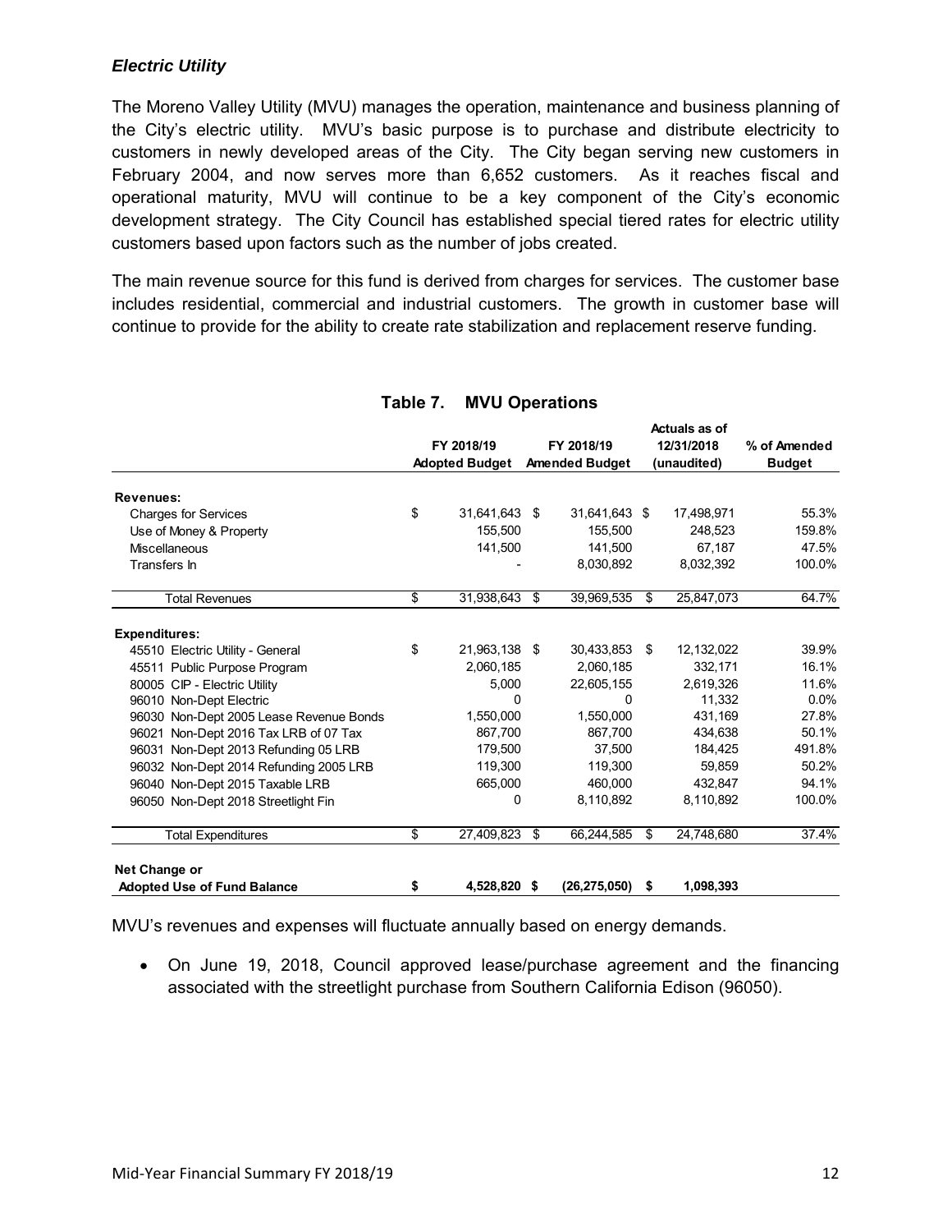### *Electric Utility*

The Moreno Valley Utility (MVU) manages the operation, maintenance and business planning of the City's electric utility. MVU's basic purpose is to purchase and distribute electricity to customers in newly developed areas of the City. The City began serving new customers in February 2004, and now serves more than 6,652 customers. As it reaches fiscal and operational maturity, MVU will continue to be a key component of the City's economic development strategy. The City Council has established special tiered rates for electric utility customers based upon factors such as the number of jobs created.

The main revenue source for this fund is derived from charges for services. The customer base includes residential, commercial and industrial customers. The growth in customer base will continue to provide for the ability to create rate stabilization and replacement reserve funding.

**Table 7. MVU Operations**

| | FY 2018/19 Adopted Budget | FY 2018/19 Amended Budget | Actuals as of 12/31/2018 (unaudited) | % of Amended Budget |
|---|---|---|---|---|
| **Revenues:** | | | | |
| Charges for Services | $ 31,641,643 | $ 31,641,643 | $ 17,498,971 | 55.3% |
| Use of Money & Property | 155,500 | 155,500 | 248,523 | 159.8% |
| Miscellaneous | 141,500 | 141,500 | 67,187 | 47.5% |
| Transfers In | - | 8,030,892 | 8,032,392 | 100.0% |
| Total Revenues | $ 31,938,643 | $ 39,969,535 | $ 25,847,073 | 64.7% |
| **Expenditures:** | | | | |
| 45510 Electric Utility - General | $ 21,963,138 | $ 30,433,853 | $ 12,132,022 | 39.9% |
| 45511 Public Purpose Program | 2,060,185 | 2,060,185 | 332,171 | 16.1% |
| 80005 CIP - Electric Utility | 5,000 | 22,605,155 | 2,619,326 | 11.6% |
| 96010 Non-Dept Electric | 0 | 0 | 11,332 | 0.0% |
| 96030 Non-Dept 2005 Lease Revenue Bonds | 1,550,000 | 1,550,000 | 431,169 | 27.8% |
| 96021 Non-Dept 2016 Tax LRB of 07 Tax | 867,700 | 867,700 | 434,638 | 50.1% |
| 96031 Non-Dept 2013 Refunding 05 LRB | 179,500 | 37,500 | 184,425 | 491.8% |
| 96032 Non-Dept 2014 Refunding 2005 LRB | 119,300 | 119,300 | 59,859 | 50.2% |
| 96040 Non-Dept 2015 Taxable LRB | 665,000 | 460,000 | 432,847 | 94.1% |
| 96050 Non-Dept 2018 Streetlight Fin | 0 | 8,110,892 | 8,110,892 | 100.0% |
| Total Expenditures | $ 27,409,823 | $ 66,244,585 | $ 24,748,680 | 37.4% |
| **Net Change or Adopted Use of Fund Balance** | **$ 4,528,820** | **$ (26,275,050)** | **$ 1,098,393** | |

MVU's revenues and expenses will fluctuate annually based on energy demands.

- On June 19, 2018, Council approved lease/purchase agreement and the financing associated with the streetlight purchase from Southern California Edison (96050).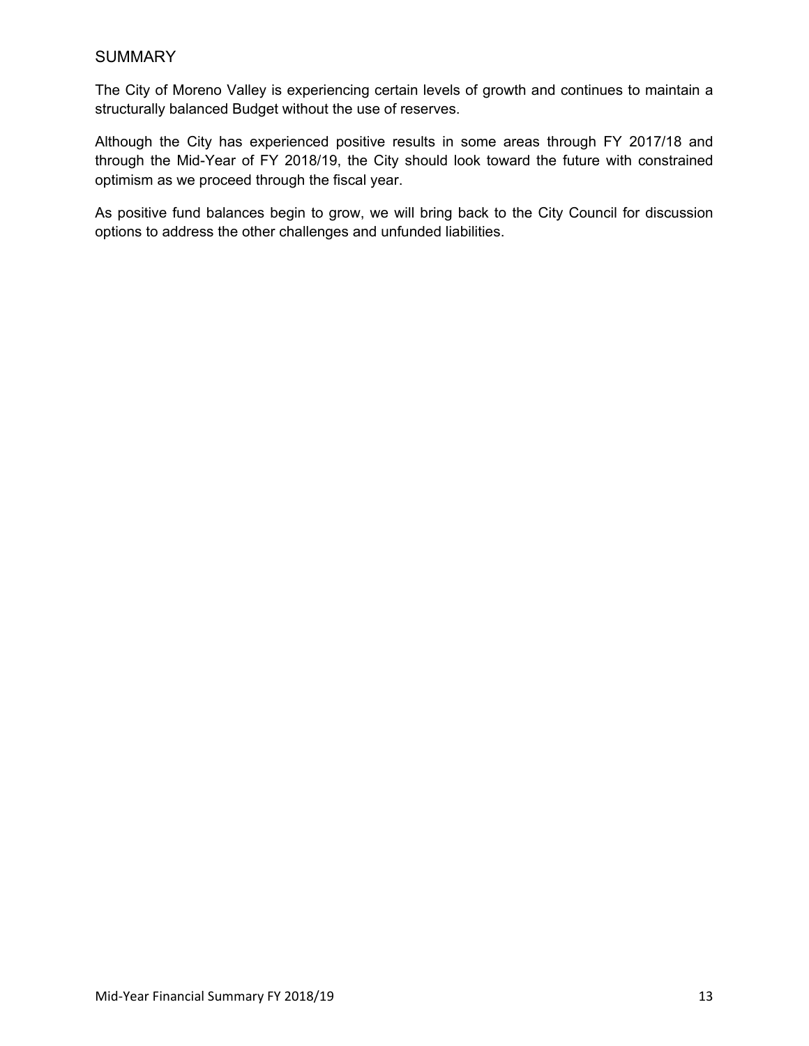## SUMMARY

The City of Moreno Valley is experiencing certain levels of growth and continues to maintain a structurally balanced Budget without the use of reserves.

Although the City has experienced positive results in some areas through FY 2017/18 and through the Mid-Year of FY 2018/19, the City should look toward the future with constrained optimism as we proceed through the fiscal year.

As positive fund balances begin to grow, we will bring back to the City Council for discussion options to address the other challenges and unfunded liabilities.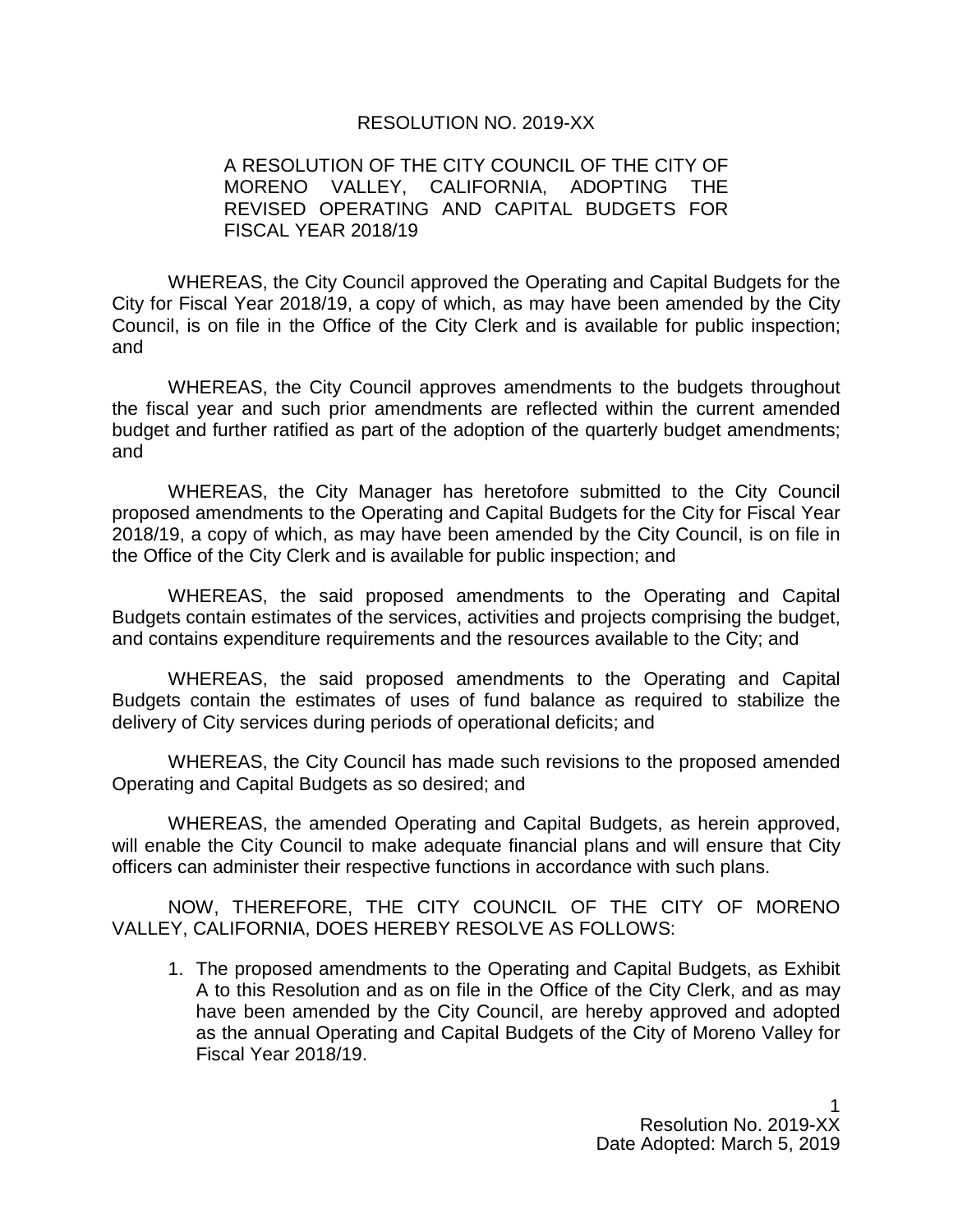RESOLUTION NO. 2019-XX

A RESOLUTION OF THE CITY COUNCIL OF THE CITY OF MORENO VALLEY, CALIFORNIA, ADOPTING THE REVISED OPERATING AND CAPITAL BUDGETS FOR FISCAL YEAR 2018/19

WHEREAS, the City Council approved the Operating and Capital Budgets for the City for Fiscal Year 2018/19, a copy of which, as may have been amended by the City Council, is on file in the Office of the City Clerk and is available for public inspection; and

WHEREAS, the City Council approves amendments to the budgets throughout the fiscal year and such prior amendments are reflected within the current amended budget and further ratified as part of the adoption of the quarterly budget amendments; and

WHEREAS, the City Manager has heretofore submitted to the City Council proposed amendments to the Operating and Capital Budgets for the City for Fiscal Year 2018/19, a copy of which, as may have been amended by the City Council, is on file in the Office of the City Clerk and is available for public inspection; and

WHEREAS, the said proposed amendments to the Operating and Capital Budgets contain estimates of the services, activities and projects comprising the budget, and contains expenditure requirements and the resources available to the City; and

WHEREAS, the said proposed amendments to the Operating and Capital Budgets contain the estimates of uses of fund balance as required to stabilize the delivery of City services during periods of operational deficits; and

WHEREAS, the City Council has made such revisions to the proposed amended Operating and Capital Budgets as so desired; and

WHEREAS, the amended Operating and Capital Budgets, as herein approved, will enable the City Council to make adequate financial plans and will ensure that City officers can administer their respective functions in accordance with such plans.

NOW, THEREFORE, THE CITY COUNCIL OF THE CITY OF MORENO VALLEY, CALIFORNIA, DOES HEREBY RESOLVE AS FOLLOWS:

1. The proposed amendments to the Operating and Capital Budgets, as Exhibit A to this Resolution and as on file in the Office of the City Clerk, and as may have been amended by the City Council, are hereby approved and adopted as the annual Operating and Capital Budgets of the City of Moreno Valley for Fiscal Year 2018/19.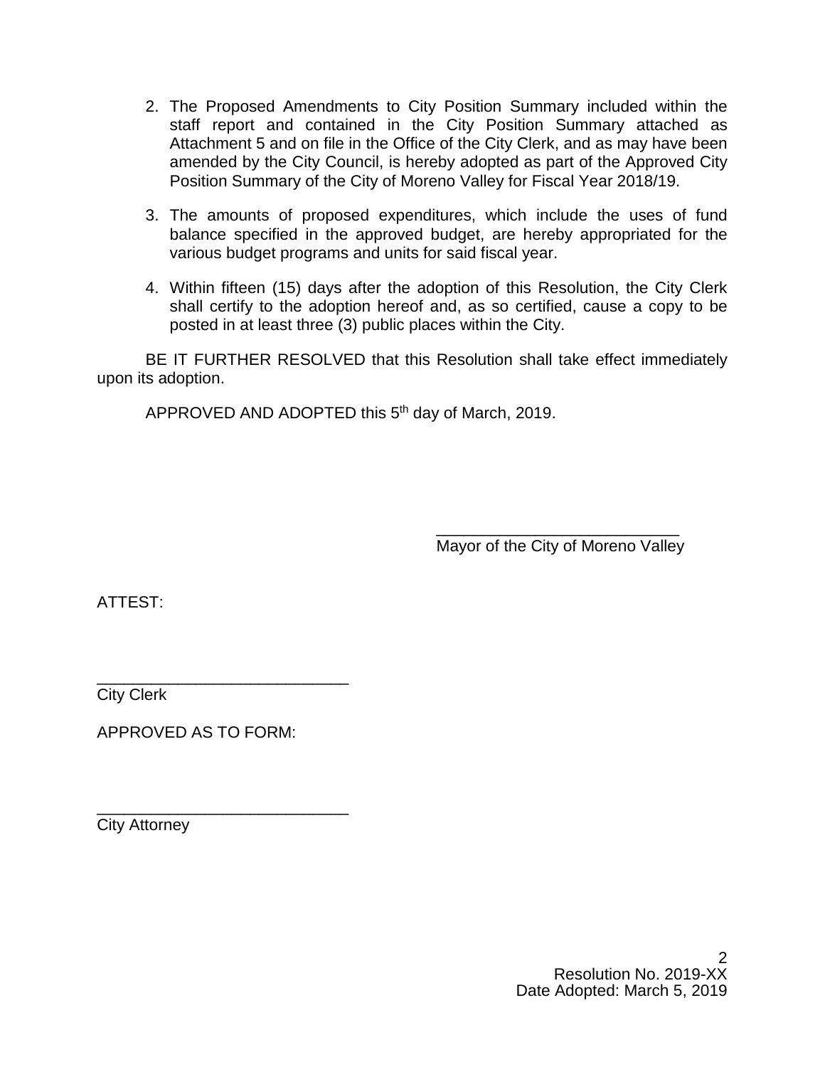2. The Proposed Amendments to City Position Summary included within the staff report and contained in the City Position Summary attached as Attachment 5 and on file in the Office of the City Clerk, and as may have been amended by the City Council, is hereby adopted as part of the Approved City Position Summary of the City of Moreno Valley for Fiscal Year 2018/19.

3. The amounts of proposed expenditures, which include the uses of fund balance specified in the approved budget, are hereby appropriated for the various budget programs and units for said fiscal year.

4. Within fifteen (15) days after the adoption of this Resolution, the City Clerk shall certify to the adoption hereof and, as so certified, cause a copy to be posted in at least three (3) public places within the City.

BE IT FURTHER RESOLVED that this Resolution shall take effect immediately upon its adoption.

APPROVED AND ADOPTED this 5th day of March, 2019.

\_\_\_\_\_\_\_\_\_\_\_\_\_\_\_\_\_\_\_\_\_\_\_\_\_\_\_
Mayor of the City of Moreno Valley

ATTEST:

\_\_\_\_\_\_\_\_\_\_\_\_\_\_\_\_\_\_\_\_\_\_\_\_\_\_\_\_
City Clerk

APPROVED AS TO FORM:

\_\_\_\_\_\_\_\_\_\_\_\_\_\_\_\_\_\_\_\_\_\_\_\_\_\_\_\_
City Attorney

Resolution No. 2019-XX
Date Adopted: March 5, 2019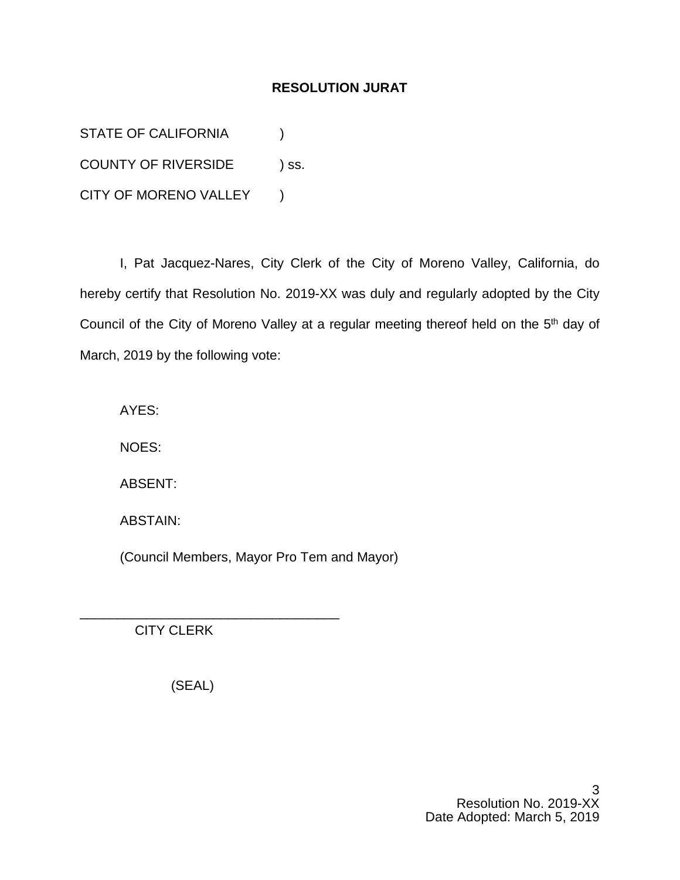**RESOLUTION JURAT**

STATE OF CALIFORNIA )

COUNTY OF RIVERSIDE ) ss.

CITY OF MORENO VALLEY )

I, Pat Jacquez-Nares, City Clerk of the City of Moreno Valley, California, do hereby certify that Resolution No. 2019-XX was duly and regularly adopted by the City Council of the City of Moreno Valley at a regular meeting thereof held on the 5th day of March, 2019 by the following vote:

AYES:

NOES:

ABSENT:

ABSTAIN:

(Council Members, Mayor Pro Tem and Mayor)

\_\_\_\_\_\_\_\_\_\_\_\_\_\_\_\_\_\_\_\_\_\_\_\_\_\_\_\_\_\_\_\_\_\_\_\_

CITY CLERK

(SEAL)

Resolution No. 2019-XX
Date Adopted: March 5, 2019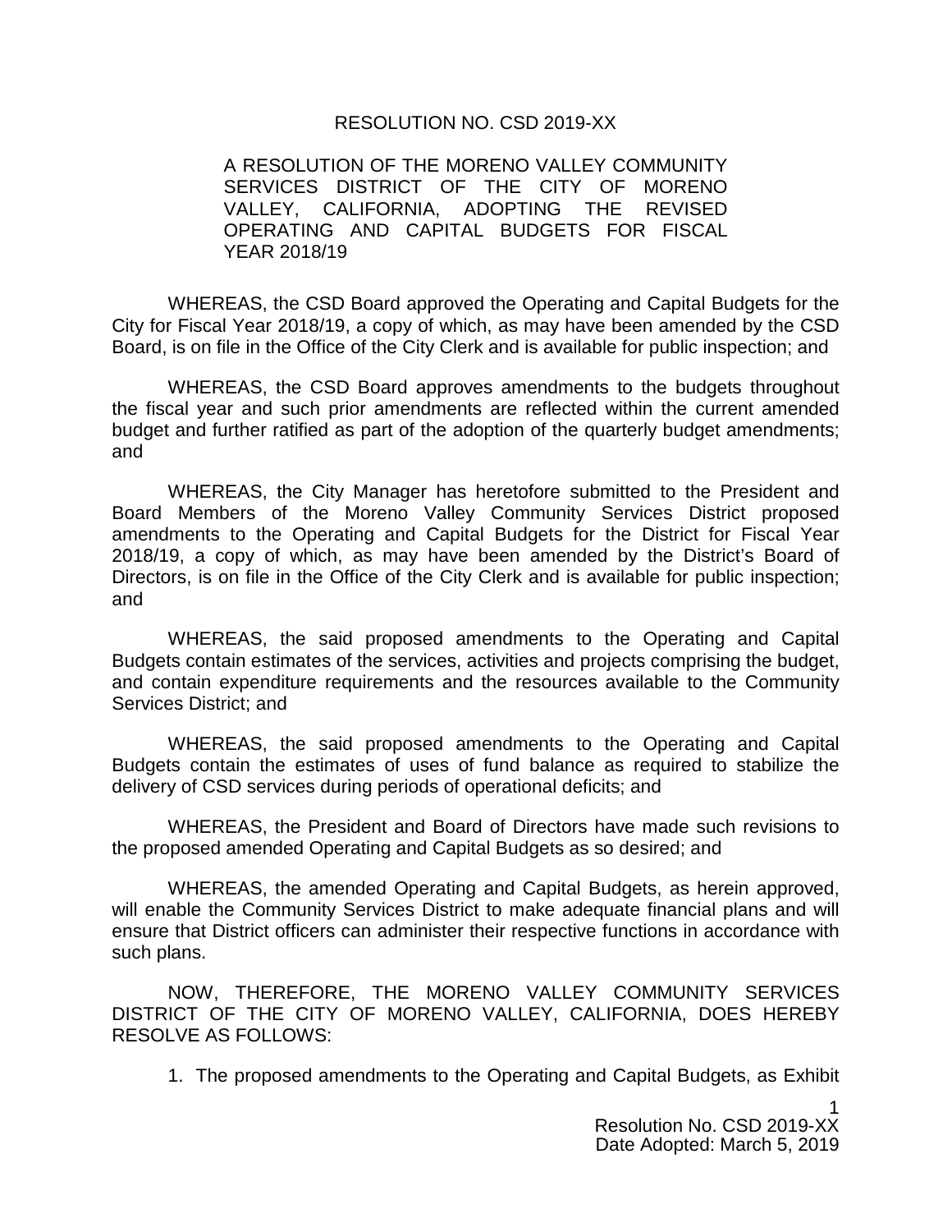RESOLUTION NO. CSD 2019-XX

A RESOLUTION OF THE MORENO VALLEY COMMUNITY SERVICES DISTRICT OF THE CITY OF MORENO VALLEY, CALIFORNIA, ADOPTING THE REVISED OPERATING AND CAPITAL BUDGETS FOR FISCAL YEAR 2018/19

WHEREAS, the CSD Board approved the Operating and Capital Budgets for the City for Fiscal Year 2018/19, a copy of which, as may have been amended by the CSD Board, is on file in the Office of the City Clerk and is available for public inspection; and

WHEREAS, the CSD Board approves amendments to the budgets throughout the fiscal year and such prior amendments are reflected within the current amended budget and further ratified as part of the adoption of the quarterly budget amendments; and

WHEREAS, the City Manager has heretofore submitted to the President and Board Members of the Moreno Valley Community Services District proposed amendments to the Operating and Capital Budgets for the District for Fiscal Year 2018/19, a copy of which, as may have been amended by the District's Board of Directors, is on file in the Office of the City Clerk and is available for public inspection; and

WHEREAS, the said proposed amendments to the Operating and Capital Budgets contain estimates of the services, activities and projects comprising the budget, and contain expenditure requirements and the resources available to the Community Services District; and

WHEREAS, the said proposed amendments to the Operating and Capital Budgets contain the estimates of uses of fund balance as required to stabilize the delivery of CSD services during periods of operational deficits; and

WHEREAS, the President and Board of Directors have made such revisions to the proposed amended Operating and Capital Budgets as so desired; and

WHEREAS, the amended Operating and Capital Budgets, as herein approved, will enable the Community Services District to make adequate financial plans and will ensure that District officers can administer their respective functions in accordance with such plans.

NOW, THEREFORE, THE MORENO VALLEY COMMUNITY SERVICES DISTRICT OF THE CITY OF MORENO VALLEY, CALIFORNIA, DOES HEREBY RESOLVE AS FOLLOWS:

1. The proposed amendments to the Operating and Capital Budgets, as Exhibit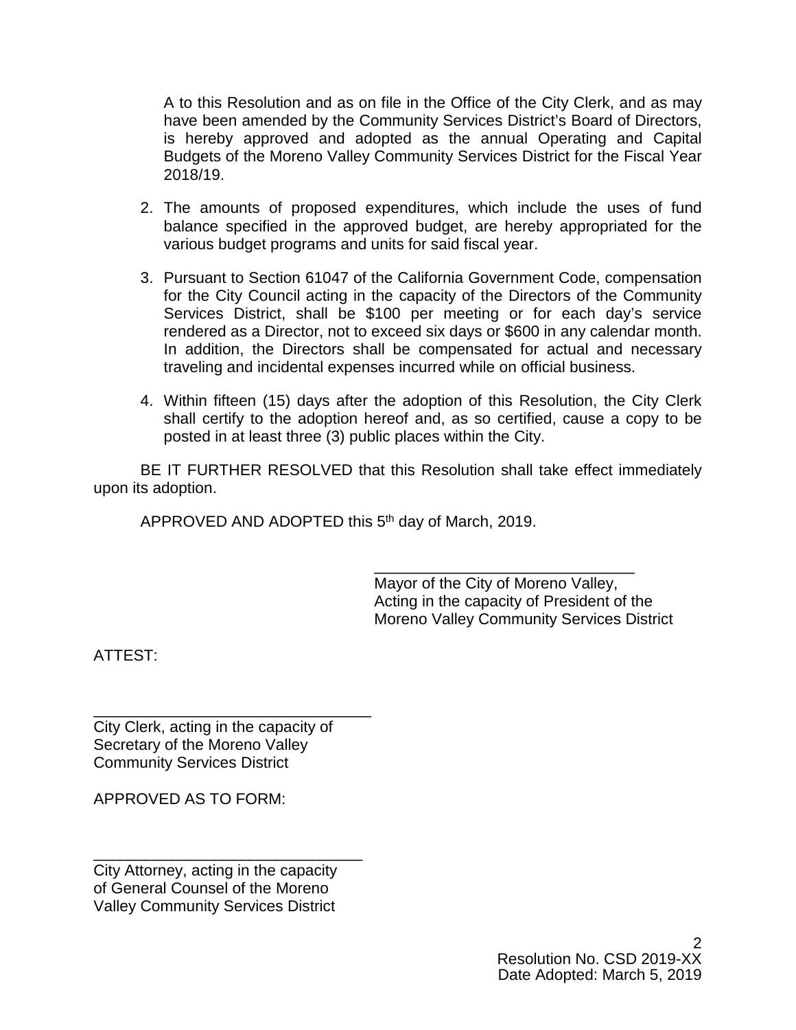A to this Resolution and as on file in the Office of the City Clerk, and as may have been amended by the Community Services District's Board of Directors, is hereby approved and adopted as the annual Operating and Capital Budgets of the Moreno Valley Community Services District for the Fiscal Year 2018/19.

2. The amounts of proposed expenditures, which include the uses of fund balance specified in the approved budget, are hereby appropriated for the various budget programs and units for said fiscal year.

3. Pursuant to Section 61047 of the California Government Code, compensation for the City Council acting in the capacity of the Directors of the Community Services District, shall be $100 per meeting or for each day's service rendered as a Director, not to exceed six days or $600 in any calendar month. In addition, the Directors shall be compensated for actual and necessary traveling and incidental expenses incurred while on official business.

4. Within fifteen (15) days after the adoption of this Resolution, the City Clerk shall certify to the adoption hereof and, as so certified, cause a copy to be posted in at least three (3) public places within the City.

BE IT FURTHER RESOLVED that this Resolution shall take effect immediately upon its adoption.

APPROVED AND ADOPTED this 5th day of March, 2019.

______________________________
Mayor of the City of Moreno Valley,
Acting in the capacity of President of the
Moreno Valley Community Services District

ATTEST:

______________________________
City Clerk, acting in the capacity of
Secretary of the Moreno Valley
Community Services District

APPROVED AS TO FORM:

______________________________
City Attorney, acting in the capacity
of General Counsel of the Moreno
Valley Community Services District

Resolution No. CSD 2019-XX
Date Adopted: March 5, 2019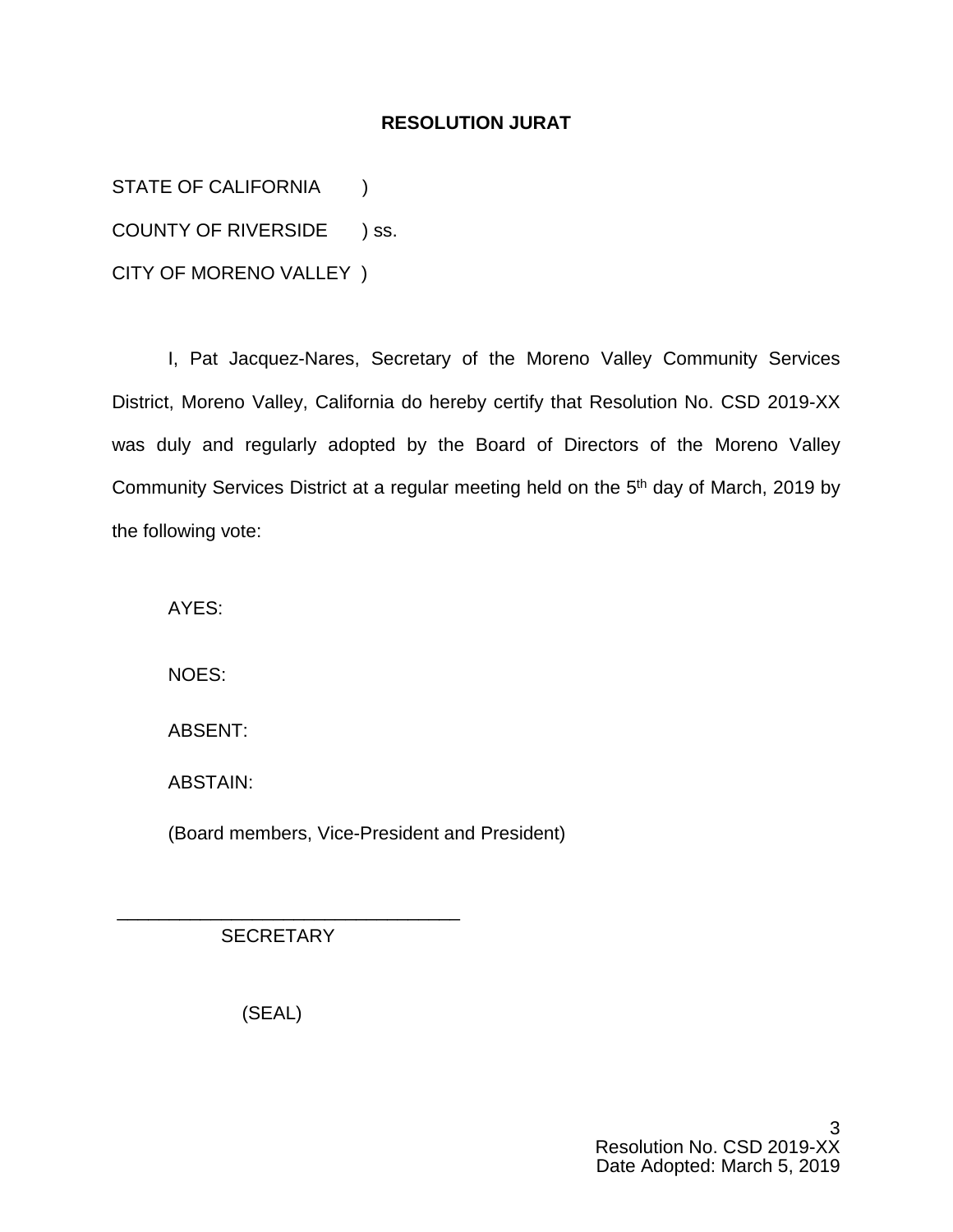**RESOLUTION JURAT**

STATE OF CALIFORNIA )

COUNTY OF RIVERSIDE ) ss.

CITY OF MORENO VALLEY )

I, Pat Jacquez-Nares, Secretary of the Moreno Valley Community Services District, Moreno Valley, California do hereby certify that Resolution No. CSD 2019-XX was duly and regularly adopted by the Board of Directors of the Moreno Valley Community Services District at a regular meeting held on the 5th day of March, 2019 by the following vote:

AYES:

NOES:

ABSENT:

ABSTAIN:

(Board members, Vice-President and President)

_________________________________

SECRETARY

(SEAL)

Resolution No. CSD 2019-XX
Date Adopted: March 5, 2019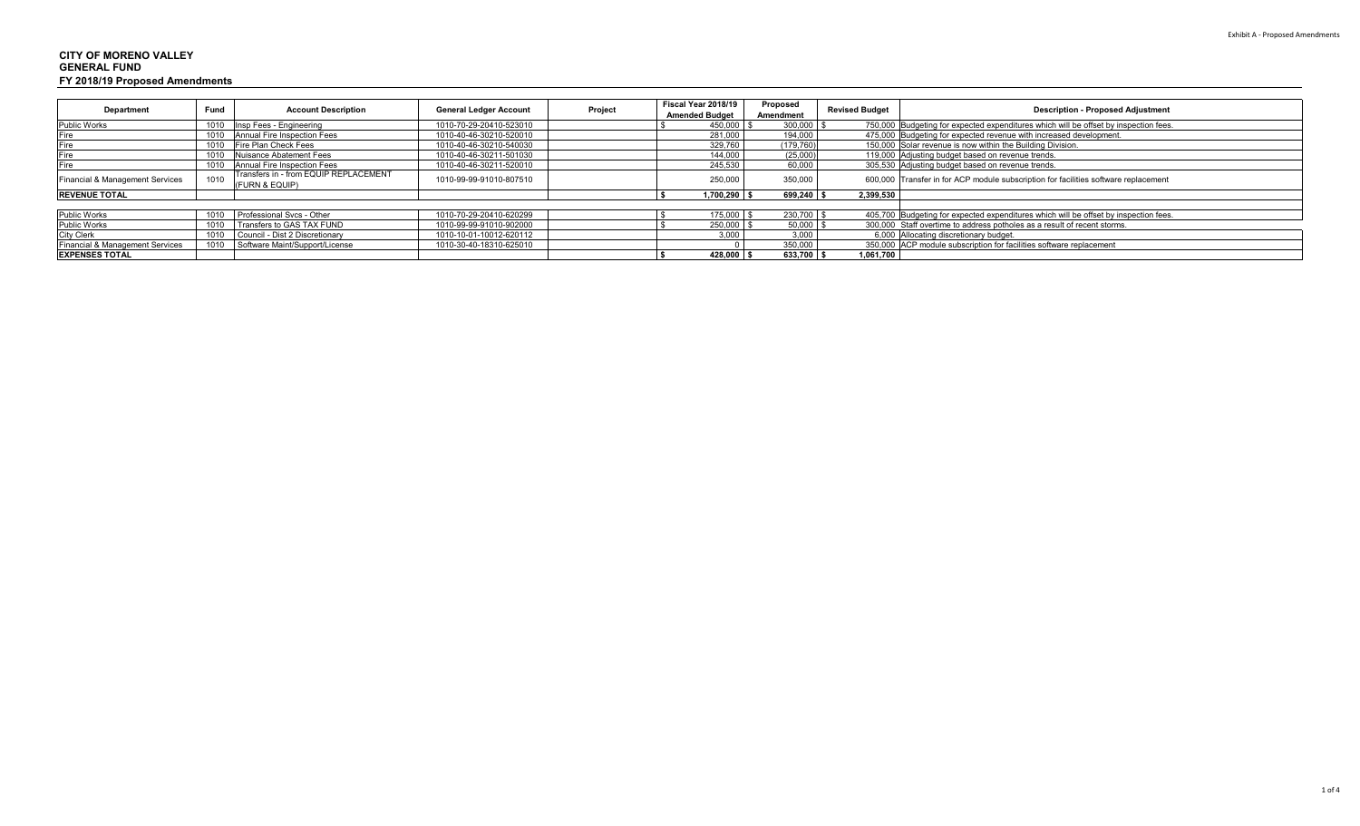Exhibit A - Proposed Amendments

**CITY OF MORENO VALLEY**
**GENERAL FUND**
**FY 2018/19 Proposed Amendments**

| Department | Fund | Account Description | General Ledger Account | Project | Fiscal Year 2018/19 Amended Budget | Proposed Amendment | Revised Budget | Description - Proposed Adjustment |
|---|---|---|---|---|---|---|---|---|
| Public Works | 1010 | Insp Fees - Engineering | 1010-70-29-20410-523010 | | $ 450,000 | $ 300,000 | $ 750,000 | Budgeting for expected expenditures which will be offset by inspection fees. |
| Fire | 1010 | Annual Fire Inspection Fees | 1010-40-46-30210-520010 | | 281,000 | 194,000 | 475,000 | Budgeting for expected revenue with increased development. |
| Fire | 1010 | Fire Plan Check Fees | 1010-40-46-30210-540030 | | 329,760 | (179,760) | 150,000 | Solar revenue is now within the Building Division. |
| Fire | 1010 | Nuisance Abatement Fees | 1010-40-46-30211-501030 | | 144,000 | (25,000) | 119,000 | Adjusting budget based on revenue trends. |
| Fire | 1010 | Annual Fire Inspection Fees | 1010-40-46-30211-520010 | | 245,530 | 60,000 | 305,530 | Adjusting budget based on revenue trends. |
| Financial & Management Services | 1010 | Transfers in - from EQUIP REPLACEMENT (FURN & EQUIP) | 1010-99-99-91010-807510 | | 250,000 | 350,000 | 600,000 | Transfer in for ACP module subscription for facilities software replacement |
| **REVENUE TOTAL** | | | | | **$ 1,700,290** | **$ 699,240** | **$ 2,399,530** | |
| | | | | | | | | |
| Public Works | 1010 | Professional Svcs - Other | 1010-70-29-20410-620299 | | $ 175,000 | $ 230,700 | $ 405,700 | Budgeting for expected expenditures which will be offset by inspection fees. |
| Public Works | 1010 | Transfers to GAS TAX FUND | 1010-99-99-91010-902000 | | $ 250,000 | $ 50,000 | $ 300,000 | Staff overtime to address potholes as a result of recent storms. |
| City Clerk | 1010 | Council - Dist 2 Discretionary | 1010-10-01-10012-620112 | | 3,000 | 3,000 | 6,000 | Allocating discretionary budget. |
| Financial & Management Services | 1010 | Software Maint/Support/License | 1010-30-40-18310-625010 | | 0 | 350,000 | 350,000 | ACP module subscription for facilities software replacement |
| **EXPENSES TOTAL** | | | | | **$ 428,000** | **$ 633,700** | **$ 1,061,700** | |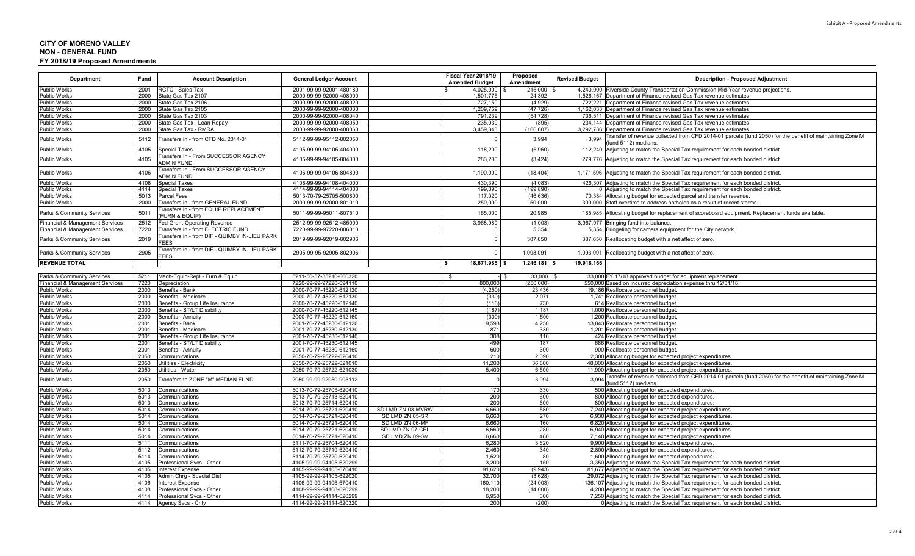Exhibit A - Proposed Amendments

# CITY OF MORENO VALLEY
## NON - GENERAL FUND
### FY 2018/19 Proposed Amendments

| Department | Fund | Account Description | General Ledger Account | | Fiscal Year 2018/19 Amended Budget | Proposed Amendment | Revised Budget | Description - Proposed Adjustment |
|---|---|---|---|---|---|---|---|---|
| Public Works | 2001 | RCTC - Sales Tax | 2001-99-99-92001-480180 | | $ 4,025,000 | $ 215,000 | $ 4,240,000 | Riverside County Transportation Commission Mid-Year revenue projections. |
| Public Works | 2000 | State Gas Tax 2107 | 2000-99-99-92000-408000 | | 1,501,775 | 24,392 | 1,526,167 | Department of Finance revised Gas Tax revenue estimates. |
| Public Works | 2000 | State Gas Tax 2106 | 2000-99-99-92000-408020 | | 727,150 | (4,929) | 722,221 | Department of Finance revised Gas Tax revenue estimates. |
| Public Works | 2000 | State Gas Tax 2105 | 2000-99-99-92000-408030 | | 1,209,759 | (47,726) | 1,162,033 | Department of Finance revised Gas Tax revenue estimates. |
| Public Works | 2000 | State Gas Tax 2103 | 2000-99-99-92000-408040 | | 791,239 | (54,728) | 736,511 | Department of Finance revised Gas Tax revenue estimates. |
| Public Works | 2000 | State Gas Tax - Loan Repay | 2000-99-99-92000-408050 | | 235,039 | (895) | 234,144 | Department of Finance revised Gas Tax revenue estimates. |
| Public Works | 2000 | State Gas Tax - RMRA | 2000-99-99-92000-408060 | | 3,459,343 | (166,607) | 3,292,736 | Department of Finance revised Gas Tax revenue estimates. |
| Public Works | 5112 | Transfers in - from CFD No. 2014-01 | 5112-99-99-95112-802050 | | 0 | 3,994 | 3,994 | Transfer of revenue collected from CFD 2014-01 parcels (fund 2050) for the benefit of maintaining Zone M (fund 5112) medians. |
| Public Works | 4105 | Special Taxes | 4105-99-99-94105-404000 | | 118,200 | (5,960) | 112,240 | Adjusting to match the Special Tax requirement for each bonded district. |
| Public Works | 4105 | Transfers In - From SUCCESSOR AGENCY ADMIN FUND | 4105-99-99-94105-804800 | | 283,200 | (3,424) | 279,776 | Adjusting to match the Special Tax requirement for each bonded district. |
| Public Works | 4106 | Transfers In - From SUCCESSOR AGENCY ADMIN FUND | 4106-99-99-94106-804800 | | 1,190,000 | (18,404) | 1,171,596 | Adjusting to match the Special Tax requirement for each bonded district. |
| Public Works | 4108 | Special Taxes | 4108-99-99-94108-404000 | | 430,390 | (4,083) | 426,307 | Adjusting to match the Special Tax requirement for each bonded district. |
| Public Works | 4114 | Special Taxes | 4114-99-99-94114-404000 | | 199,890 | (199,890) | 0 | Adjusting to match the Special Tax requirement for each bonded district. |
| Public Works | 5013 | Parcel Fees | 5013-70-79-25705-500800 | | 117,020 | (46,636) | 70,384 | Allocating budget for expected parcel and transfer revenue. |
| Public Works | 2000 | Transfers in - from GENERAL FUND | 2000-99-99-92000-801010 | | 250,000 | 50,000 | 300,000 | Staff overtime to address potholes as a result of recent storms. |
| Parks & Community Services | 5011 | Transfers in - from EQUIP REPLACEMENT (FURN & EQUIP) | 5011-99-99-95011-807510 | | 165,000 | 20,985 | 185,985 | Allocating budget for replacement of scoreboard equipment. Replacement funds available. |
| Financial & Management Services | 2512 | Fed Grant-Operating Revenue | 2512-99-99-92512-485000 | | 3,968,980 | (1,003) | 3,967,977 | Bringing fund into balance. |
| Financial & Management Services | 7220 | Transfers in - from ELECTRIC FUND | 7220-99-99-97220-806010 | | 0 | 5,354 | 5,354 | Budgeting for camera equipment for the City network. |
| Parks & Community Services | 2019 | Transfers in - from DIF - QUIMBY IN-LIEU PARK FEES | 2019-99-99-92019-802906 | | 0 | 387,650 | 387,650 | Reallocating budget with a net affect of zero. |
| Parks & Community Services | 2905 | Transfers in - from DIF - QUIMBY IN-LIEU PARK FEES | 2905-99-95-92905-802906 | | 0 | 1,093,091 | 1,093,091 | Reallocating budget with a net affect of zero. |
| **REVENUE TOTAL** | | | | | $ 18,671,985 | $ 1,246,181 | $ 19,918,166 | |
| | | | | | | | | |
| Parks & Community Services | 5211 | Mach-Equip-Repl - Furn & Equip | 5211-50-57-35210-660320 | | $ - | $ 33,000 | $ 33,000 | FY 17/18 approved budget for equipment replacement. |
| Financial & Management Services | 7220 | Depreciation | 7220-99-99-97220-694110 | | 800,000 | (250,000) | 550,000 | Based on incurred depreciation expense thru 12/31/18. |
| Public Works | 2000 | Benefits - Bank | 2000-70-77-45220-612120 | | (4,250) | 23,436 | 19,186 | Reallocate personnel budget. |
| Public Works | 2000 | Benefits - Medicare | 2000-70-77-45220-612130 | | (330) | 2,071 | 1,741 | Reallocate personnel budget. |
| Public Works | 2000 | Benefits - Group Life Insurance | 2000-70-77-45220-612140 | | (116) | 730 | 614 | Reallocate personnel budget. |
| Public Works | 2000 | Benefits - ST/LT Disability | 2000-70-77-45220-612145 | | (187) | 1,187 | 1,000 | Reallocate personnel budget. |
| Public Works | 2000 | Benefits - Annuity | 2000-70-77-45220-612160 | | (300) | 1,500 | 1,200 | Reallocate personnel budget. |
| Public Works | 2001 | Benefits - Bank | 2001-70-77-45230-612120 | | 9,593 | 4,250 | 13,843 | Reallocate personnel budget. |
| Public Works | 2001 | Benefits - Medicare | 2001-70-77-45230-612130 | | 871 | 330 | 1,201 | Reallocate personnel budget. |
| Public Works | 2001 | Benefits - Group Life Insurance | 2001-70-77-45230-612140 | | 308 | 116 | 424 | Reallocate personnel budget. |
| Public Works | 2001 | Benefits - ST/LT Disability | 2001-70-77-45230-612145 | | 499 | 187 | 686 | Reallocate personnel budget. |
| Public Works | 2001 | Benefits - Annuity | 2001-70-77-45230-612160 | | 600 | 300 | 900 | Reallocate personnel budget. |
| Public Works | 2050 | Communications | 2050-70-79-25722-620410 | | 210 | 2,090 | 2,300 | Allocating budget for expected project expenditures. |
| Public Works | 2050 | Utilities - Electricity | 2050-70-79-25722-621010 | | 11,200 | 36,800 | 48,000 | Allocating budget for expected project expenditures. |
| Public Works | 2050 | Utilities - Water | 2050-70-79-25722-621030 | | 5,400 | 6,500 | 11,900 | Allocating budget for expected project expenditures. |
| Public Works | 2050 | Transfers to ZONE "M" MEDIAN FUND | 2050-99-99-92050-905112 | | 0 | 3,994 | 3,994 | Transfer of revenue collected from CFD 2014-01 parcels (fund 2050) for the benefit of maintaining Zone M (fund 5112) medians. |
| Public Works | 5013 | Communications | 5013-70-79-25705-620410 | | 170 | 330 | 500 | Allocating budget for expected expenditures. |
| Public Works | 5013 | Communications | 5013-70-79-25713-620410 | | 200 | 600 | 800 | Allocating budget for expected expenditures. |
| Public Works | 5013 | Communications | 5013-70-79-25714-620410 | | 200 | 600 | 800 | Allocating budget for expected expenditures. |
| Public Works | 5014 | Communications | 5014-70-79-25721-620410 | SD LMD ZN 03-MVRW | 6,660 | 580 | 7,240 | Allocating budget for expected project expenditures. |
| Public Works | 5014 | Communications | 5014-70-79-25721-620410 | SD LMD ZN 05-SR | 6,660 | 270 | 6,930 | Allocating budget for expected project expenditures. |
| Public Works | 5014 | Communications | 5014-70-79-25721-620410 | SD LMD ZN 06-MF | 6,660 | 160 | 6,820 | Allocating budget for expected project expenditures. |
| Public Works | 5014 | Communications | 5014-70-79-25721-620410 | SD LMD ZN 07-CEL | 6,660 | 280 | 6,940 | Allocating budget for expected project expenditures. |
| Public Works | 5014 | Communications | 5014-70-79-25721-620410 | SD LMD ZN 09-SV | 6,660 | 480 | 7,140 | Allocating budget for expected project expenditures. |
| Public Works | 5111 | Communications | 5111-70-79-25704-620410 | | 6,280 | 3,620 | 9,900 | Allocating budget for expected expenditures. |
| Public Works | 5112 | Communications | 5112-70-79-25719-620410 | | 2,460 | 340 | 2,800 | Allocating budget for expected expenditures. |
| Public Works | 5114 | Communications | 5114-70-79-25720-620410 | | 1,520 | 80 | 1,600 | Allocating budget for expected expenditures. |
| Public Works | 4105 | Professional Svcs - Other | 4105-99-99-94105-620299 | | 3,200 | 150 | 3,350 | Adjusting to match the Special Tax requirement for each bonded district. |
| Public Works | 4105 | Interest Expense | 4105-99-99-94105-670410 | | 91,620 | (9,943) | 81,677 | Adjusting to match the Special Tax requirement for each bonded district. |
| Public Works | 4105 | Admin Chrg - Special Dist | 4105-99-99-94105-692020 | | 32,700 | (3,628) | 29,072 | Adjusting to match the Special Tax requirement for each bonded district. |
| Public Works | 4106 | Interest Expense | 4106-99-99-94106-670410 | | 160,110 | (24,003) | 136,107 | Adjusting to match the Special Tax requirement for each bonded district. |
| Public Works | 4108 | Professional Svcs - Other | 4108-99-99-94108-620299 | | 18,200 | (14,000) | 4,200 | Adjusting to match the Special Tax requirement for each bonded district. |
| Public Works | 4114 | Professional Svcs - Other | 4114-99-99-94114-620299 | | 6,950 | 300 | 7,250 | Adjusting to match the Special Tax requirement for each bonded district. |
| Public Works | 4114 | Agency Svcs - Cnty | 4114-99-99-94114-620320 | | 200 | (200) | 0 | Adjusting to match the Special Tax requirement for each bonded district. |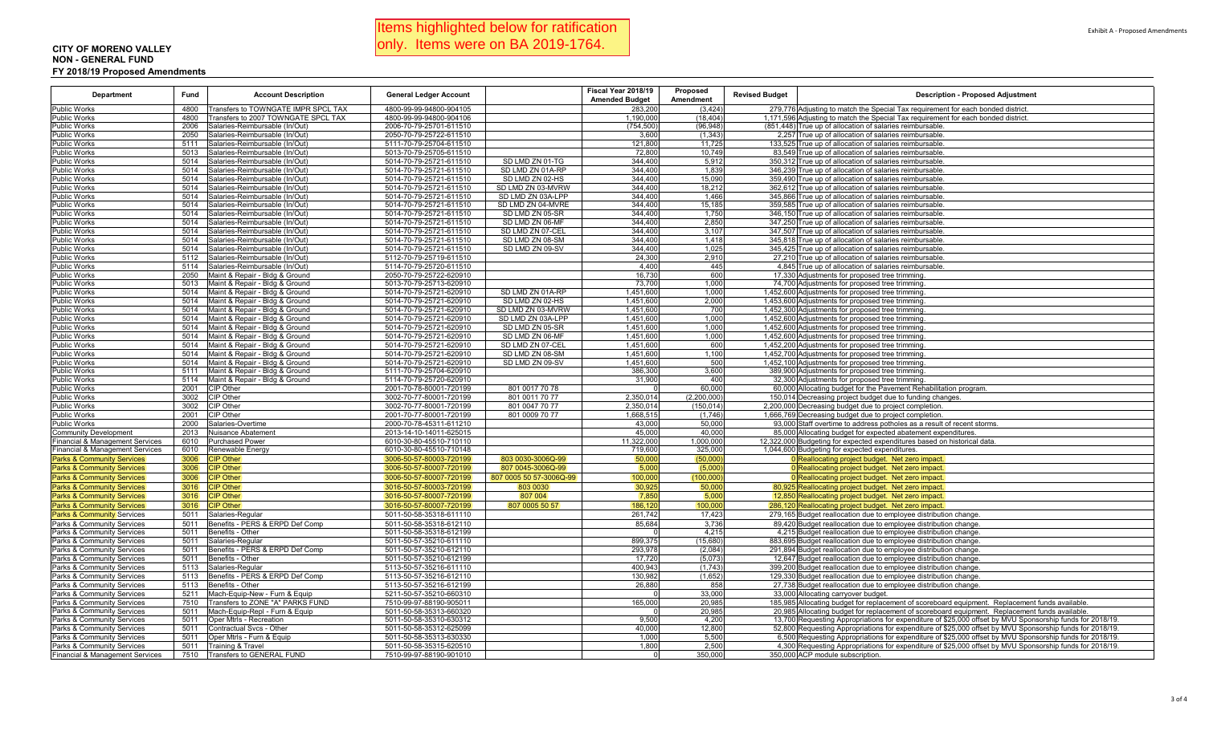Items highlighted below for ratification only. Items were on BA 2019-1764.

Exhibit A - Proposed Amendments

**CITY OF MORENO VALLEY**
**NON - GENERAL FUND**
**FY 2018/19 Proposed Amendments**

| Department | Fund | Account Description | General Ledger Account | | Fiscal Year 2018/19 Amended Budget | Proposed Amendment | Revised Budget | Description - Proposed Adjustment |
|---|---|---|---|---|---|---|---|---|
| Public Works | 4800 | Transfers to TOWNGATE IMPR SPCL TAX | 4800-99-99-94800-904105 | | 283,200 | (3,424) | 279,776 | Adjusting to match the Special Tax requirement for each bonded district. |
| Public Works | 4800 | Transfers to 2007 TOWNGATE SPCL TAX | 4800-99-99-94800-904106 | | 1,190,000 | (18,404) | 1,171,596 | Adjusting to match the Special Tax requirement for each bonded district. |
| Public Works | 2006 | Salaries-Reimbursable (In/Out) | 2006-70-79-25701-611510 | | (754,500) | (96,948) | (851,448) | True up of allocation of salaries reimbursable. |
| Public Works | 2050 | Salaries-Reimbursable (In/Out) | 2050-70-79-25722-611510 | | 3,600 | (1,343) | 2,257 | True up of allocation of salaries reimbursable. |
| Public Works | 5111 | Salaries-Reimbursable (In/Out) | 5111-70-79-25704-611510 | | 121,800 | 11,725 | 133,525 | True up of allocation of salaries reimbursable. |
| Public Works | 5013 | Salaries-Reimbursable (In/Out) | 5013-70-79-25705-611510 | | 72,800 | 10,749 | 83,549 | True up of allocation of salaries reimbursable. |
| Public Works | 5014 | Salaries-Reimbursable (In/Out) | 5014-70-79-25721-611510 | SD LMD ZN 01-TG | 344,400 | 5,912 | 350,312 | True up of allocation of salaries reimbursable. |
| Public Works | 5014 | Salaries-Reimbursable (In/Out) | 5014-70-79-25721-611510 | SD LMD ZN 01A-RP | 344,400 | 1,839 | 346,239 | True up of allocation of salaries reimbursable. |
| Public Works | 5014 | Salaries-Reimbursable (In/Out) | 5014-70-79-25721-611510 | SD LMD ZN 02-HS | 344,400 | 15,090 | 359,490 | True up of allocation of salaries reimbursable. |
| Public Works | 5014 | Salaries-Reimbursable (In/Out) | 5014-70-79-25721-611510 | SD LMD ZN 03-MVRW | 344,400 | 18,212 | 362,612 | True up of allocation of salaries reimbursable. |
| Public Works | 5014 | Salaries-Reimbursable (In/Out) | 5014-70-79-25721-611510 | SD LMD ZN 03A-LPP | 344,400 | 1,466 | 345,866 | True up of allocation of salaries reimbursable. |
| Public Works | 5014 | Salaries-Reimbursable (In/Out) | 5014-70-79-25721-611510 | SD LMD ZN 04-MVRE | 344,400 | 15,185 | 359,585 | True up of allocation of salaries reimbursable. |
| Public Works | 5014 | Salaries-Reimbursable (In/Out) | 5014-70-79-25721-611510 | SD LMD ZN 05-SR | 344,400 | 1,750 | 346,150 | True up of allocation of salaries reimbursable. |
| Public Works | 5014 | Salaries-Reimbursable (In/Out) | 5014-70-79-25721-611510 | SD LMD ZN 06-MF | 344,400 | 2,850 | 347,250 | True up of allocation of salaries reimbursable. |
| Public Works | 5014 | Salaries-Reimbursable (In/Out) | 5014-70-79-25721-611510 | SD LMD ZN 07-CEL | 344,400 | 3,107 | 347,507 | True up of allocation of salaries reimbursable. |
| Public Works | 5014 | Salaries-Reimbursable (In/Out) | 5014-70-79-25721-611510 | SD LMD ZN 08-SM | 344,400 | 1,418 | 345,818 | True up of allocation of salaries reimbursable. |
| Public Works | 5014 | Salaries-Reimbursable (In/Out) | 5014-70-79-25721-611510 | SD LMD ZN 09-SV | 344,400 | 1,025 | 345,425 | True up of allocation of salaries reimbursable. |
| Public Works | 5112 | Salaries-Reimbursable (In/Out) | 5112-70-79-25719-611510 | | 24,300 | 2,910 | 27,210 | True up of allocation of salaries reimbursable. |
| Public Works | 5114 | Salaries-Reimbursable (In/Out) | 5114-70-79-25720-611510 | | 4,400 | 445 | 4,845 | True up of allocation of salaries reimbursable. |
| Public Works | 2050 | Maint & Repair - Bldg & Ground | 2050-70-79-25722-620910 | | 16,730 | 600 | 17,330 | Adjustments for proposed tree trimming. |
| Public Works | 5013 | Maint & Repair - Bldg & Ground | 5013-70-79-25713-620910 | | 73,700 | 1,000 | 74,700 | Adjustments for proposed tree trimming. |
| Public Works | 5014 | Maint & Repair - Bldg & Ground | 5014-70-79-25721-620910 | SD LMD ZN 01A-RP | 1,451,600 | 1,000 | 1,452,600 | Adjustments for proposed tree trimming. |
| Public Works | 5014 | Maint & Repair - Bldg & Ground | 5014-70-79-25721-620910 | SD LMD ZN 02-HS | 1,451,600 | 2,000 | 1,453,600 | Adjustments for proposed tree trimming. |
| Public Works | 5014 | Maint & Repair - Bldg & Ground | 5014-70-79-25721-620910 | SD LMD ZN 03-MVRW | 1,451,600 | 700 | 1,452,300 | Adjustments for proposed tree trimming. |
| Public Works | 5014 | Maint & Repair - Bldg & Ground | 5014-70-79-25721-620910 | SD LMD ZN 03A-LPP | 1,451,600 | 1,000 | 1,452,600 | Adjustments for proposed tree trimming. |
| Public Works | 5014 | Maint & Repair - Bldg & Ground | 5014-70-79-25721-620910 | SD LMD ZN 05-SR | 1,451,600 | 1,000 | 1,452,600 | Adjustments for proposed tree trimming. |
| Public Works | 5014 | Maint & Repair - Bldg & Ground | 5014-70-79-25721-620910 | SD LMD ZN 06-MF | 1,451,600 | 1,000 | 1,452,600 | Adjustments for proposed tree trimming. |
| Public Works | 5014 | Maint & Repair - Bldg & Ground | 5014-70-79-25721-620910 | SD LMD ZN 07-CEL | 1,451,600 | 600 | 1,452,200 | Adjustments for proposed tree trimming. |
| Public Works | 5014 | Maint & Repair - Bldg & Ground | 5014-70-79-25721-620910 | SD LMD ZN 08-SM | 1,451,600 | 1,100 | 1,452,700 | Adjustments for proposed tree trimming. |
| Public Works | 5014 | Maint & Repair - Bldg & Ground | 5014-70-79-25721-620910 | SD LMD ZN 09-SV | 1,451,600 | 500 | 1,452,100 | Adjustments for proposed tree trimming. |
| Public Works | 5111 | Maint & Repair - Bldg & Ground | 5111-70-79-25704-620910 | | 386,300 | 3,600 | 389,900 | Adjustments for proposed tree trimming. |
| Public Works | 5114 | Maint & Repair - Bldg & Ground | 5114-70-79-25720-620910 | | 31,900 | 400 | 32,300 | Adjustments for proposed tree trimming. |
| Public Works | 2001 | CIP Other | 2001-70-78-80001-720199 | 801 0017 70 78 | 0 | 60,000 | 60,000 | Allocating budget for the Pavement Rehabilitation program. |
| Public Works | 3002 | CIP Other | 3002-70-77-80001-720199 | 801 0011 70 77 | 2,350,014 | (2,200,000) | 150,014 | Decreasing project budget due to funding changes. |
| Public Works | 3002 | CIP Other | 3002-70-77-80001-720199 | 801 0047 70 77 | 2,350,014 | (150,014) | 2,200,000 | Decreasing budget due to project completion. |
| Public Works | 2001 | CIP Other | 2001-70-77-80001-720199 | 801 0009 70 77 | 1,668,515 | (1,746) | 1,666,769 | Decreasing budget due to project completion. |
| Public Works | 2000 | Salaries-Overtime | 2000-70-78-45311-611210 | | 43,000 | 50,000 | 93,000 | Staff overtime to address potholes as a result of recent storms. |
| Community Development | 2013 | Nuisance Abatement | 2013-14-10-14011-625015 | | 45,000 | 40,000 | 85,000 | Allocating budget for expected abatement expenditures. |
| Financial & Management Services | 6010 | Purchased Power | 6010-30-80-45510-710110 | | 11,322,000 | 1,000,000 | 12,322,000 | Budgeting for expected expenditures based on historical data. |
| Financial & Management Services | 6010 | Renewable Energy | 6010-30-80-45510-710148 | | 719,600 | 325,000 | 1,044,600 | Budgeting for expected expenditures. |
| Parks & Community Services | 3006 | CIP Other | 3006-50-57-80003-720199 | 803 0030-3006Q-99 | 50,000 | (50,000) | 0 | Reallocating project budget. Net zero impact. |
| Parks & Community Services | 3006 | CIP Other | 3006-50-57-80007-720199 | 807 0045-3006Q-99 | 5,000 | (5,000) | 0 | Reallocating project budget. Net zero impact. |
| Parks & Community Services | 3006 | CIP Other | 3006-50-57-80007-720199 | 807 0005 50 57-3006Q-99 | 100,000 | (100,000) | 0 | Reallocating project budget. Net zero impact. |
| Parks & Community Services | 3016 | CIP Other | 3016-50-57-80003-720199 | 803 0030 | 30,925 | 50,000 | 80,925 | Reallocating project budget. Net zero impact. |
| Parks & Community Services | 3016 | CIP Other | 3016-50-57-80007-720199 | 807 004 | 7,850 | 5,000 | 12,850 | Reallocating project budget. Net zero impact. |
| Parks & Community Services | 3016 | CIP Other | 3016-50-57-80007-720199 | 807 0005 50 57 | 186,120 | 100,000 | 286,120 | Reallocating project budget. Net zero impact. |
| Parks & Community Services | 5011 | Salaries-Regular | 5011-50-58-35318-611110 | | 261,742 | 17,423 | 279,165 | Budget reallocation due to employee distribution change. |
| Parks & Community Services | 5011 | Benefits - PERS & ERPD Def Comp | 5011-50-58-35318-612110 | | 85,684 | 3,736 | 89,420 | Budget reallocation due to employee distribution change. |
| Parks & Community Services | 5011 | Benefits - Other | 5011-50-58-35318-612199 | | 0 | 4,215 | 4,215 | Budget reallocation due to employee distribution change. |
| Parks & Community Services | 5011 | Salaries-Regular | 5011-50-57-35210-611110 | | 899,375 | (15,680) | 883,695 | Budget reallocation due to employee distribution change. |
| Parks & Community Services | 5011 | Benefits - PERS & ERPD Def Comp | 5011-50-57-35210-612110 | | 293,978 | (2,084) | 291,894 | Budget reallocation due to employee distribution change. |
| Parks & Community Services | 5011 | Benefits - Other | 5011-50-57-35210-612199 | | 17,720 | (5,073) | 12,647 | Budget reallocation due to employee distribution change. |
| Parks & Community Services | 5113 | Salaries-Regular | 5113-50-57-35216-611110 | | 400,943 | (1,743) | 399,200 | Budget reallocation due to employee distribution change. |
| Parks & Community Services | 5113 | Benefits - PERS & ERPD Def Comp | 5113-50-57-35216-612110 | | 130,982 | (1,652) | 129,330 | Budget reallocation due to employee distribution change. |
| Parks & Community Services | 5113 | Benefits - Other | 5113-50-57-35216-612199 | | 26,880 | 858 | 27,738 | Budget reallocation due to employee distribution change. |
| Parks & Community Services | 5211 | Mach-Equip-New - Furn & Equip | 5211-50-57-35210-660310 | | 0 | 33,000 | 33,000 | Allocating carryover budget. |
| Parks & Community Services | 7510 | Transfers to ZONE "A" PARKS FUND | 7510-99-97-88190-905011 | | 165,000 | 20,985 | 185,985 | Allocating budget for replacement of scoreboard equipment. Replacement funds available. |
| Parks & Community Services | 5011 | Mach-Equip-Repl - Furn & Equip | 5011-50-58-35313-660320 | | 0 | 20,985 | 20,985 | Allocating budget for replacement of scoreboard equipment. Replacement funds available. |
| Parks & Community Services | 5011 | Oper Mtrls - Recreation | 5011-50-58-35310-630312 | | 9,500 | 4,200 | 13,700 | Requesting Appropriations for expenditure of $25,000 offset by MVU Sponsorship funds for 2018/19. |
| Parks & Community Services | 5011 | Contractual Svcs - Other | 5011-50-58-35312-625099 | | 40,000 | 12,800 | 52,800 | Requesting Appropriations for expenditure of $25,000 offset by MVU Sponsorship funds for 2018/19. |
| Parks & Community Services | 5011 | Oper Mtrls - Furn & Equip | 5011-50-58-35313-630330 | | 1,000 | 5,500 | 6,500 | Requesting Appropriations for expenditure of $25,000 offset by MVU Sponsorship funds for 2018/19. |
| Parks & Community Services | 5011 | Training & Travel | 5011-50-58-35315-620510 | | 1,800 | 2,500 | 4,300 | Requesting Appropriations for expenditure of $25,000 offset by MVU Sponsorship funds for 2018/19. |
| Financial & Management Services | 7510 | Transfers to GENERAL FUND | 7510-99-97-88190-901010 | | 0 | 350,000 | 350,000 | ACP module subscription. |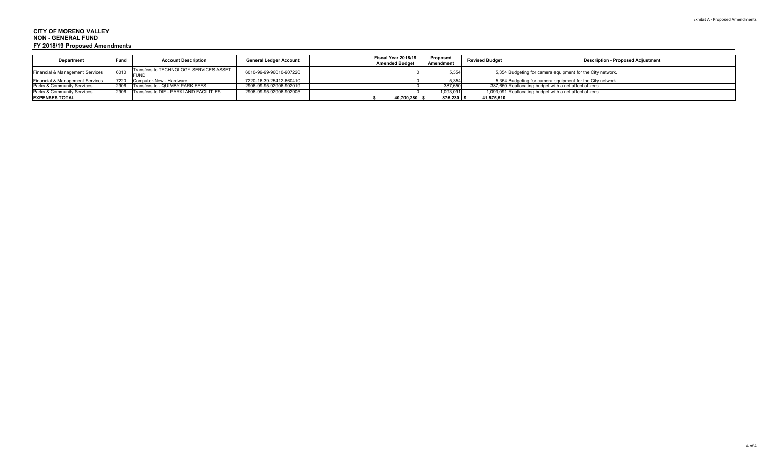# CITY OF MORENO VALLEY
## NON - GENERAL FUND
### FY 2018/19 Proposed Amendments

| Department | Fund | Account Description | General Ledger Account | | Fiscal Year 2018/19 Amended Budget | Proposed Amendment | Revised Budget | Description - Proposed Adjustment |
|---|---|---|---|---|---|---|---|---|
| Financial & Management Services | 6010 | Transfers to TECHNOLOGY SERVICES ASSET FUND | 6010-99-99-96010-907220 | | 0 | 5,354 | 5,354 | Budgeting for camera equipment for the City network. |
| Financial & Management Services | 7220 | Computer-New - Hardware | 7220-16-39-25412-660410 | | 0 | 5,354 | 5,354 | Budgeting for camera equipment for the City network. |
| Parks & Community Services | 2906 | Transfers to - QUIMBY PARK FEES | 2906-99-95-92906-902019 | | 0 | 387,650 | 387,650 | Reallocating budget with a net affect of zero. |
| Parks & Community Services | 2906 | Transfers to DIF - PARKLAND FACILITIES | 2906-99-95-92906-902905 | | 0 | 1,093,091 | 1,093,091 | Reallocating budget with a net affect of zero. |
| **EXPENSES TOTAL** | | | | | **$ 40,700,280** | **$ 875,230** | **$ 41,575,510** | |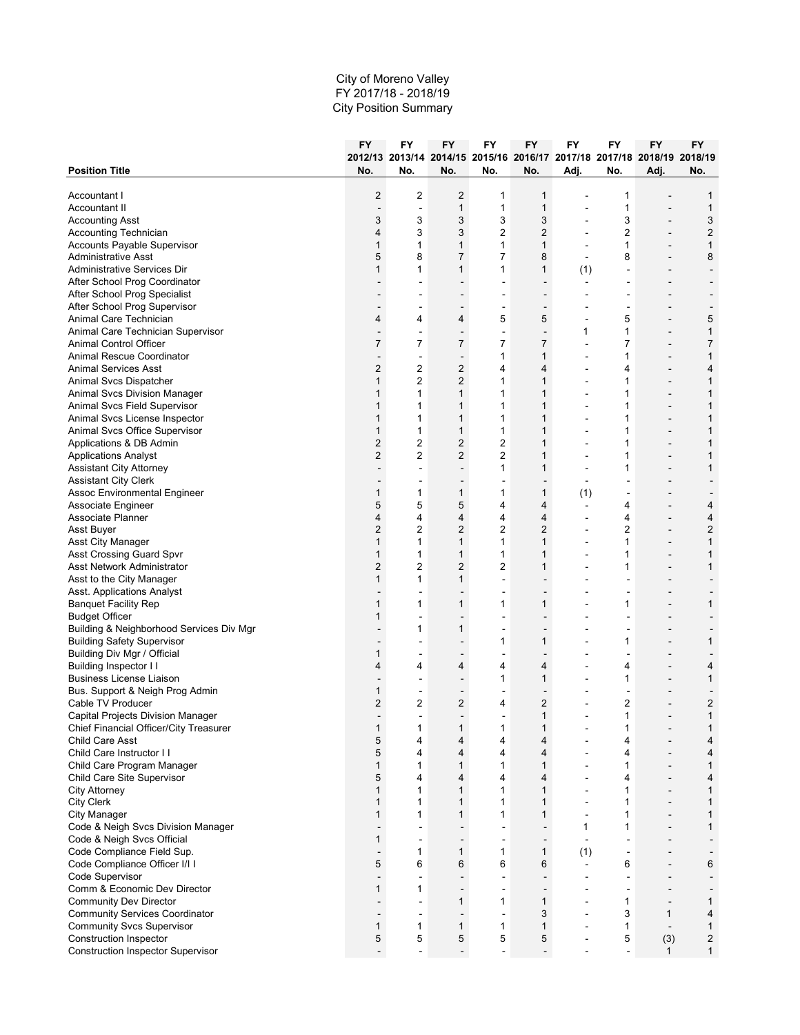City of Moreno Valley
FY 2017/18 - 2018/19
City Position Summary

| Position Title | FY 2012/13 No. | FY 2013/14 No. | FY 2014/15 No. | FY 2015/16 No. | FY 2016/17 No. | FY 2017/18 Adj. | FY 2017/18 No. | FY 2018/19 Adj. | FY 2018/19 No. |
|---|---|---|---|---|---|---|---|---|---|
| Accountant I | 2 | 2 | 2 | 1 | 1 | - | 1 | - | 1 |
| Accountant II | - | - | 1 | 1 | 1 | - | 1 | - | 1 |
| Accounting Asst | 3 | 3 | 3 | 3 | 3 | - | 3 | - | 3 |
| Accounting Technician | 4 | 3 | 3 | 2 | 2 | - | 2 | - | 2 |
| Accounts Payable Supervisor | 1 | 1 | 1 | 1 | 1 | - | 1 | - | 1 |
| Administrative Asst | 5 | 8 | 7 | 7 | 8 | - | 8 | - | 8 |
| Administrative Services Dir | 1 | 1 | 1 | 1 | 1 | (1) | - | - | - |
| After School Prog Coordinator | - | - | - | - | - | - | - | - | - |
| After School Prog Specialist | - | - | - | - | - | - | - | - | - |
| After School Prog Supervisor | - | - | - | - | - | - | - | - | - |
| Animal Care Technician | 4 | 4 | 4 | 5 | 5 | - | 5 | - | 5 |
| Animal Care Technician Supervisor | - | - | - | - | - | 1 | 1 | - | 1 |
| Animal Control Officer | 7 | 7 | 7 | 7 | 7 | - | 7 | - | 7 |
| Animal Rescue Coordinator | - | - | - | 1 | 1 | - | 1 | - | 1 |
| Animal Services Asst | 2 | 2 | 2 | 4 | 4 | - | 4 | - | 4 |
| Animal Svcs Dispatcher | 1 | 2 | 2 | 1 | 1 | - | 1 | - | 1 |
| Animal Svcs Division Manager | 1 | 1 | 1 | 1 | 1 | - | 1 | - | 1 |
| Animal Svcs Field Supervisor | 1 | 1 | 1 | 1 | 1 | - | 1 | - | 1 |
| Animal Svcs License Inspector | 1 | 1 | 1 | 1 | 1 | - | 1 | - | 1 |
| Animal Svcs Office Supervisor | 1 | 1 | 1 | 1 | 1 | - | 1 | - | 1 |
| Applications & DB Admin | 2 | 2 | 2 | 2 | 1 | - | 1 | - | 1 |
| Applications Analyst | 2 | 2 | 2 | 2 | 1 | - | 1 | - | 1 |
| Assistant City Attorney | - | - | - | 1 | 1 | - | 1 | - | 1 |
| Assistant City Clerk | - | - | - | - | - | - | - | - | - |
| Assoc Environmental Engineer | 1 | 1 | 1 | 1 | 1 | (1) | - | - | - |
| Associate Engineer | 5 | 5 | 5 | 4 | 4 | - | 4 | - | 4 |
| Associate Planner | 4 | 4 | 4 | 4 | 4 | - | 4 | - | 4 |
| Asst Buyer | 2 | 2 | 2 | 2 | 2 | - | 2 | - | 2 |
| Asst City Manager | 1 | 1 | 1 | 1 | 1 | - | 1 | - | 1 |
| Asst Crossing Guard Spvr | 1 | 1 | 1 | 1 | 1 | - | 1 | - | 1 |
| Asst Network Administrator | 2 | 2 | 2 | 2 | 1 | - | 1 | - | 1 |
| Asst to the City Manager | 1 | 1 | 1 | - | - | - | - | - | - |
| Asst. Applications Analyst | - | - | - | - | - | - | - | - | - |
| Banquet Facility Rep | 1 | 1 | 1 | 1 | 1 | - | 1 | - | 1 |
| Budget Officer | 1 | - | - | - | - | - | - | - | - |
| Building & Neighborhood Services Div Mgr | - | 1 | 1 | - | - | - | - | - | - |
| Building Safety Supervisor | - | - | - | 1 | 1 | - | 1 | - | 1 |
| Building Div Mgr / Official | 1 | - | - | - | - | - | - | - | - |
| Building Inspector I I | 4 | 4 | 4 | 4 | 4 | - | 4 | - | 4 |
| Business License Liaison | - | - | - | 1 | 1 | - | 1 | - | 1 |
| Bus. Support & Neigh Prog Admin | 1 | - | - | - | - | - | - | - | - |
| Cable TV Producer | 2 | 2 | 2 | 4 | 2 | - | 2 | - | 2 |
| Capital Projects Division Manager | - | - | - | - | 1 | - | 1 | - | 1 |
| Chief Financial Officer/City Treasurer | 1 | 1 | 1 | 1 | 1 | - | 1 | - | 1 |
| Child Care Asst | 5 | 4 | 4 | 4 | 4 | - | 4 | - | 4 |
| Child Care Instructor I I | 5 | 4 | 4 | 4 | 4 | - | 4 | - | 4 |
| Child Care Program Manager | 1 | 1 | 1 | 1 | 1 | - | 1 | - | 1 |
| Child Care Site Supervisor | 5 | 4 | 4 | 4 | 4 | - | 4 | - | 4 |
| City Attorney | 1 | 1 | 1 | 1 | 1 | - | 1 | - | 1 |
| City Clerk | 1 | 1 | 1 | 1 | 1 | - | 1 | - | 1 |
| City Manager | 1 | 1 | 1 | 1 | 1 | - | 1 | - | 1 |
| Code & Neigh Svcs Division Manager | - | - | - | - | - | 1 | 1 | - | 1 |
| Code & Neigh Svcs Official | 1 | - | - | - | - | - | - | - | - |
| Code Compliance Field Sup. | - | 1 | 1 | 1 | 1 | (1) | - | - | - |
| Code Compliance Officer I/I I | 5 | 6 | 6 | 6 | 6 | - | 6 | - | 6 |
| Code Supervisor | - | - | - | - | - | - | - | - | - |
| Comm & Economic Dev Director | 1 | 1 | - | - | - | - | - | - | - |
| Community Dev Director | - | - | 1 | 1 | 1 | - | 1 | - | 1 |
| Community Services Coordinator | - | - | - | - | 3 | - | 3 | 1 | 4 |
| Community Svcs Supervisor | 1 | 1 | 1 | 1 | 1 | - | 1 | - | 1 |
| Construction Inspector | 5 | 5 | 5 | 5 | 5 | - | 5 | (3) | 2 |
| Construction Inspector Supervisor | - | - | - | - | - | - | - | 1 | 1 |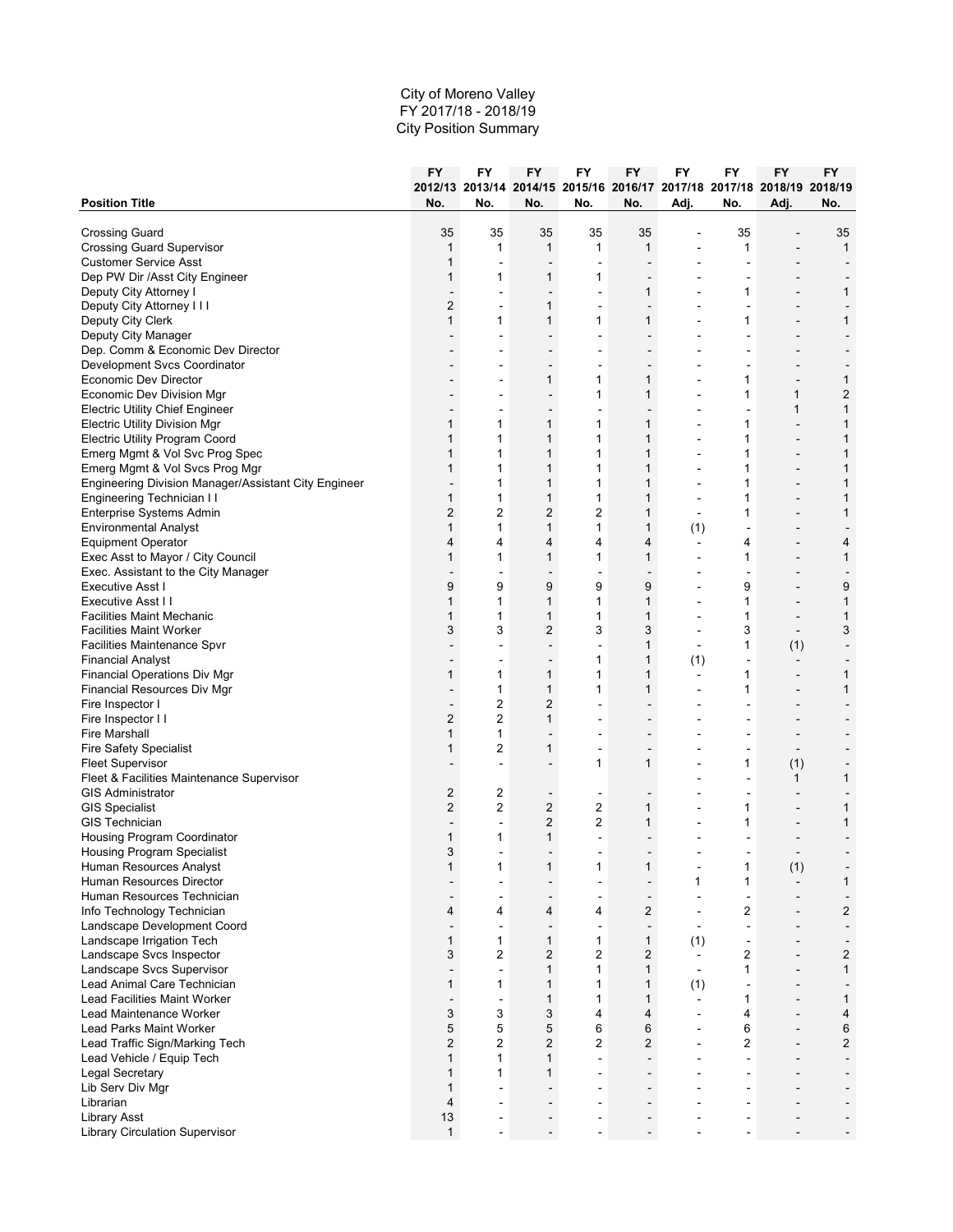City of Moreno Valley
FY 2017/18 - 2018/19
City Position Summary

| Position Title | FY 2012/13 No. | FY 2013/14 No. | FY 2014/15 No. | FY 2015/16 No. | FY 2016/17 No. | FY 2017/18 Adj. | FY 2017/18 No. | FY 2018/19 Adj. | FY 2018/19 No. |
|---|---|---|---|---|---|---|---|---|---|
| Crossing Guard | 35 | 35 | 35 | 35 | 35 | - | 35 | - | 35 |
| Crossing Guard Supervisor | 1 | 1 | 1 | 1 | 1 | - | 1 | - | 1 |
| Customer Service Asst | 1 | - | - | - | - | - | - | - | - |
| Dep PW Dir /Asst City Engineer | 1 | 1 | 1 | 1 | - | - | - | - | - |
| Deputy City Attorney I | - | - | - | - | 1 | - | 1 | - | 1 |
| Deputy City Attorney I I I | 2 | - | 1 | - | - | - | - | - | - |
| Deputy City Clerk | 1 | 1 | 1 | 1 | 1 | - | 1 | - | 1 |
| Deputy City Manager | - | - | - | - | - | - | - | - | - |
| Dep. Comm & Economic Dev Director | - | - | - | - | - | - | - | - | - |
| Development Svcs Coordinator | - | - | - | - | - | - | - | - | - |
| Economic Dev Director | - | - | 1 | 1 | 1 | - | 1 | - | 1 |
| Economic Dev Division Mgr | - | - | - | 1 | 1 | - | 1 | 1 | 2 |
| Electric Utility Chief Engineer | - | - | - | - | - | - | - | 1 | 1 |
| Electric Utility Division Mgr | 1 | 1 | 1 | 1 | 1 | - | 1 | - | 1 |
| Electric Utility Program Coord | 1 | 1 | 1 | 1 | 1 | - | 1 | - | 1 |
| Emerg Mgmt & Vol Svc Prog Spec | 1 | 1 | 1 | 1 | 1 | - | 1 | - | 1 |
| Emerg Mgmt & Vol Svcs Prog Mgr | 1 | 1 | 1 | 1 | 1 | - | 1 | - | 1 |
| Engineering Division Manager/Assistant City Engineer | - | 1 | 1 | 1 | 1 | - | 1 | - | 1 |
| Engineering Technician I I | 1 | 1 | 1 | 1 | 1 | - | 1 | - | 1 |
| Enterprise Systems Admin | 2 | 2 | 2 | 2 | 1 | - | 1 | - | 1 |
| Environmental Analyst | 1 | 1 | 1 | 1 | 1 | (1) | - | - | - |
| Equipment Operator | 4 | 4 | 4 | 4 | 4 | - | 4 | - | 4 |
| Exec Asst to Mayor / City Council | 1 | 1 | 1 | 1 | 1 | - | 1 | - | 1 |
| Exec. Assistant to the City Manager | - | - | - | - | - | - | - | - | - |
| Executive Asst I | 9 | 9 | 9 | 9 | 9 | - | 9 | - | 9 |
| Executive Asst I I | 1 | 1 | 1 | 1 | 1 | - | 1 | - | 1 |
| Facilities Maint Mechanic | 1 | 1 | 1 | 1 | 1 | - | 1 | - | 1 |
| Facilities Maint Worker | 3 | 3 | 2 | 3 | 3 | - | 3 | - | 3 |
| Facilities Maintenance Spvr | - | - | - | - | 1 | - | 1 | (1) | - |
| Financial Analyst | - | - | - | 1 | 1 | (1) | - | - | - |
| Financial Operations Div Mgr | 1 | 1 | 1 | 1 | 1 | - | 1 | - | 1 |
| Financial Resources Div Mgr | - | 1 | 1 | 1 | 1 | - | 1 | - | 1 |
| Fire Inspector I | - | 2 | 2 | - | - | - | - | - | - |
| Fire Inspector I I | 2 | 2 | 1 | - | - | - | - | - | - |
| Fire Marshall | 1 | 1 | - | - | - | - | - | - | - |
| Fire Safety Specialist | 1 | 2 | 1 | - | - | - | - | - | - |
| Fleet Supervisor | - | - | - | 1 | 1 | - | 1 | (1) | - |
| Fleet & Facilities Maintenance Supervisor | | | | | | - | - | 1 | 1 |
| GIS Administrator | 2 | 2 | - | - | - | - | - | - | - |
| GIS Specialist | 2 | 2 | 2 | 2 | 1 | - | 1 | - | 1 |
| GIS Technician | - | - | 2 | 2 | 1 | - | 1 | - | 1 |
| Housing Program Coordinator | 1 | 1 | 1 | - | - | - | - | - | - |
| Housing Program Specialist | 3 | - | - | - | - | - | - | - | - |
| Human Resources Analyst | 1 | 1 | 1 | 1 | 1 | - | 1 | (1) | - |
| Human Resources Director | - | - | - | - | - | 1 | 1 | - | 1 |
| Human Resources Technician | - | - | - | - | - | - | - | - | - |
| Info Technology Technician | 4 | 4 | 4 | 4 | 2 | - | 2 | - | 2 |
| Landscape Development Coord | - | - | - | - | - | - | - | - | - |
| Landscape Irrigation Tech | 1 | 1 | 1 | 1 | 1 | (1) | - | - | - |
| Landscape Svcs Inspector | 3 | 2 | 2 | 2 | 2 | - | 2 | - | 2 |
| Landscape Svcs Supervisor | - | - | 1 | 1 | 1 | - | 1 | - | 1 |
| Lead Animal Care Technician | 1 | 1 | 1 | 1 | 1 | (1) | - | - | - |
| Lead Facilities Maint Worker | - | - | 1 | 1 | 1 | - | 1 | - | 1 |
| Lead Maintenance Worker | 3 | 3 | 3 | 4 | 4 | - | 4 | - | 4 |
| Lead Parks Maint Worker | 5 | 5 | 5 | 6 | 6 | - | 6 | - | 6 |
| Lead Traffic Sign/Marking Tech | 2 | 2 | 2 | 2 | 2 | - | 2 | - | 2 |
| Lead Vehicle / Equip Tech | 1 | 1 | 1 | - | - | - | - | - | - |
| Legal Secretary | 1 | 1 | 1 | - | - | - | - | - | - |
| Lib Serv Div Mgr | 1 | - | - | - | - | - | - | - | - |
| Librarian | 4 | - | - | - | - | - | - | - | - |
| Library Asst | 13 | - | - | - | - | - | - | - | - |
| Library Circulation Supervisor | 1 | - | - | - | - | - | - | - | - |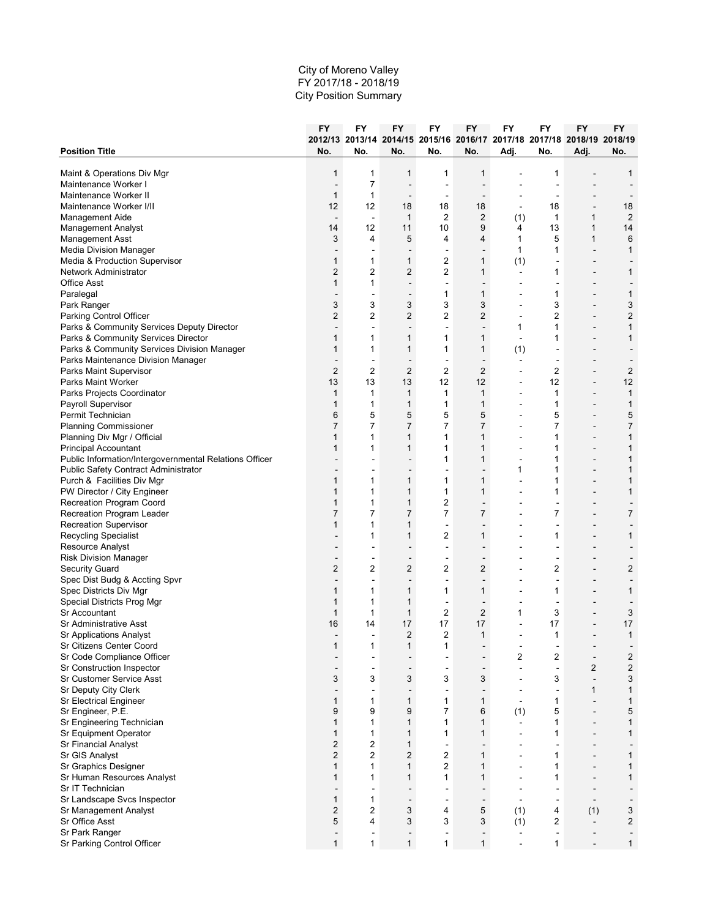City of Moreno Valley
FY 2017/18 - 2018/19
City Position Summary

| Position Title | FY 2012/13 No. | FY 2013/14 No. | FY 2014/15 No. | FY 2015/16 No. | FY 2016/17 No. | FY 2017/18 Adj. | FY 2017/18 No. | FY 2018/19 Adj. | FY 2018/19 No. |
|---|---|---|---|---|---|---|---|---|---|
| Maint & Operations Div Mgr | 1 | 1 | 1 | 1 | 1 | - | 1 | - | 1 |
| Maintenance Worker I | - | 7 | - | - | - | - | - | - | - |
| Maintenance Worker II | 1 | 1 | - | - | - | - | - | - | - |
| Maintenance Worker I/II | 12 | 12 | 18 | 18 | 18 | - | 18 | - | 18 |
| Management Aide | - | - | 1 | 2 | 2 | (1) | 1 | 1 | 2 |
| Management Analyst | 14 | 12 | 11 | 10 | 9 | 4 | 13 | 1 | 14 |
| Management Asst | 3 | 4 | 5 | 4 | 4 | 1 | 5 | 1 | 6 |
| Media Division Manager | - | - | - | - | - | 1 | 1 | - | 1 |
| Media & Production Supervisor | 1 | 1 | 1 | 2 | 1 | (1) | - | - | - |
| Network Administrator | 2 | 2 | 2 | 2 | 1 | - | 1 | - | 1 |
| Office Asst | 1 | 1 | - | - | - | - | - | - | - |
| Paralegal | - | - | - | 1 | 1 | - | 1 | - | 1 |
| Park Ranger | 3 | 3 | 3 | 3 | 3 | - | 3 | - | 3 |
| Parking Control Officer | 2 | 2 | 2 | 2 | 2 | - | 2 | - | 2 |
| Parks & Community Services Deputy Director | - | - | - | - | - | 1 | 1 | - | 1 |
| Parks & Community Services Director | 1 | 1 | 1 | 1 | 1 | - | 1 | - | 1 |
| Parks & Community Services Division Manager | 1 | 1 | 1 | 1 | 1 | (1) | - | - | - |
| Parks Maintenance Division Manager | - | - | - | - | - | - | - | - | - |
| Parks Maint Supervisor | 2 | 2 | 2 | 2 | 2 | - | 2 | - | 2 |
| Parks Maint Worker | 13 | 13 | 13 | 12 | 12 | - | 12 | - | 12 |
| Parks Projects Coordinator | 1 | 1 | 1 | 1 | 1 | - | 1 | - | 1 |
| Payroll Supervisor | 1 | 1 | 1 | 1 | 1 | - | 1 | - | 1 |
| Permit Technician | 6 | 5 | 5 | 5 | 5 | - | 5 | - | 5 |
| Planning Commissioner | 7 | 7 | 7 | 7 | 7 | - | 7 | - | 7 |
| Planning Div Mgr / Official | 1 | 1 | 1 | 1 | 1 | - | 1 | - | 1 |
| Principal Accountant | 1 | 1 | 1 | 1 | 1 | - | 1 | - | 1 |
| Public Information/Intergovernmental Relations Officer | - | - | - | 1 | 1 | - | 1 | - | 1 |
| Public Safety Contract Administrator | - | - | - | - | - | 1 | 1 | - | 1 |
| Purch & Facilities Div Mgr | 1 | 1 | 1 | 1 | 1 | - | 1 | - | 1 |
| PW Director / City Engineer | 1 | 1 | 1 | 1 | 1 | - | 1 | - | 1 |
| Recreation Program Coord | 1 | 1 | 1 | 2 | - | - | - | - | - |
| Recreation Program Leader | 7 | 7 | 7 | 7 | 7 | - | 7 | - | 7 |
| Recreation Supervisor | 1 | 1 | 1 | - | - | - | - | - | - |
| Recycling Specialist | - | 1 | 1 | 2 | 1 | - | 1 | - | 1 |
| Resource Analyst | - | - | - | - | - | - | - | - | - |
| Risk Division Manager | - | - | - | - | - | - | - | - | - |
| Security Guard | 2 | 2 | 2 | 2 | 2 | - | 2 | - | 2 |
| Spec Dist Budg & Accting Spvr | - | - | - | - | - | - | - | - | - |
| Spec Districts Div Mgr | 1 | 1 | 1 | 1 | 1 | - | 1 | - | 1 |
| Special Districts Prog Mgr | 1 | 1 | 1 | - | - | - | - | - | - |
| Sr Accountant | 1 | 1 | 1 | 2 | 2 | 1 | 3 | - | 3 |
| Sr Administrative Asst | 16 | 14 | 17 | 17 | 17 | - | 17 | - | 17 |
| Sr Applications Analyst | - | - | 2 | 2 | 1 | - | 1 | - | 1 |
| Sr Citizens Center Coord | 1 | 1 | 1 | 1 | - | - | - | - | - |
| Sr Code Compliance Officer | - | - | - | - | - | 2 | 2 | - | 2 |
| Sr Construction Inspector | - | - | - | - | - | - | - | 2 | 2 |
| Sr Customer Service Asst | 3 | 3 | 3 | 3 | 3 | - | 3 | - | 3 |
| Sr Deputy City Clerk | - | - | - | - | - | - | - | 1 | 1 |
| Sr Electrical Engineer | 1 | 1 | 1 | 1 | 1 | - | 1 | - | 1 |
| Sr Engineer, P.E. | 9 | 9 | 9 | 7 | 6 | (1) | 5 | - | 5 |
| Sr Engineering Technician | 1 | 1 | 1 | 1 | 1 | - | 1 | - | 1 |
| Sr Equipment Operator | 1 | 1 | 1 | 1 | 1 | - | 1 | - | 1 |
| Sr Financial Analyst | 2 | 2 | 1 | - | - | - | - | - | - |
| Sr GIS Analyst | 2 | 2 | 2 | 2 | 1 | - | 1 | - | 1 |
| Sr Graphics Designer | 1 | 1 | 1 | 2 | 1 | - | 1 | - | 1 |
| Sr Human Resources Analyst | 1 | 1 | 1 | 1 | 1 | - | 1 | - | 1 |
| Sr IT Technician | - | - | - | - | - | - | - | - | - |
| Sr Landscape Svcs Inspector | 1 | 1 | - | - | - | - | - | - | - |
| Sr Management Analyst | 2 | 2 | 3 | 4 | 5 | (1) | 4 | (1) | 3 |
| Sr Office Asst | 5 | 4 | 3 | 3 | 3 | (1) | 2 | - | 2 |
| Sr Park Ranger | - | - | - | - | - | - | - | - | - |
| Sr Parking Control Officer | 1 | 1 | 1 | 1 | 1 | - | 1 | - | 1 |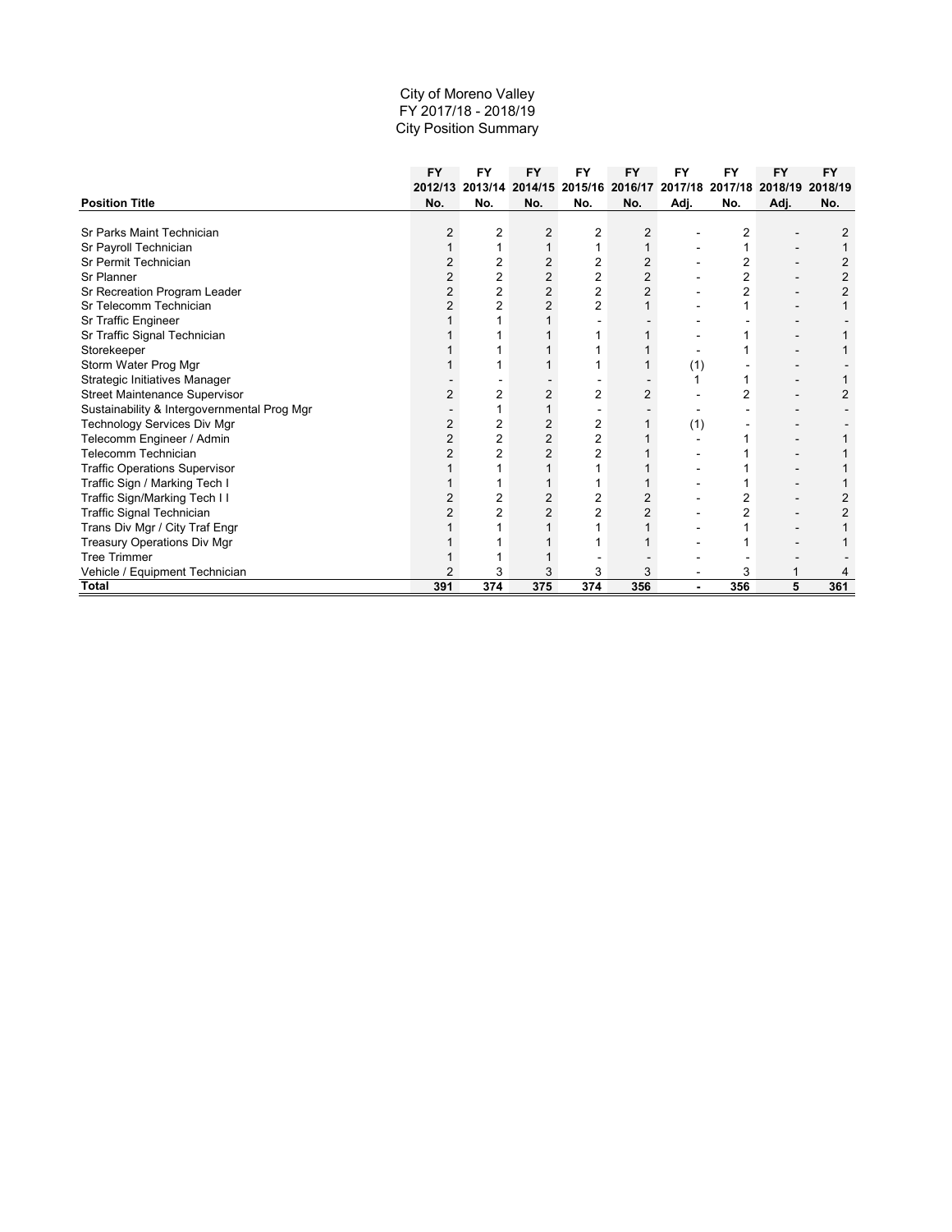City of Moreno Valley
FY 2017/18 - 2018/19
City Position Summary

| Position Title | FY 2012/13 No. | FY 2013/14 No. | FY 2014/15 No. | FY 2015/16 No. | FY 2016/17 No. | FY 2017/18 Adj. | FY 2017/18 No. | FY 2018/19 Adj. | FY 2018/19 No. |
|---|---|---|---|---|---|---|---|---|---|
| Sr Parks Maint Technician | 2 | 2 | 2 | 2 | 2 | - | 2 | - | 2 |
| Sr Payroll Technician | 1 | 1 | 1 | 1 | 1 | - | 1 | - | 1 |
| Sr Permit Technician | 2 | 2 | 2 | 2 | 2 | - | 2 | - | 2 |
| Sr Planner | 2 | 2 | 2 | 2 | 2 | - | 2 | - | 2 |
| Sr Recreation Program Leader | 2 | 2 | 2 | 2 | 2 | - | 2 | - | 2 |
| Sr Telecomm Technician | 2 | 2 | 2 | 2 | 1 | - | 1 | - | 1 |
| Sr Traffic Engineer | 1 | 1 | 1 | - | - | - | - | - | - |
| Sr Traffic Signal Technician | 1 | 1 | 1 | 1 | 1 | - | 1 | - | 1 |
| Storekeeper | 1 | 1 | 1 | 1 | 1 | - | 1 | - | 1 |
| Storm Water Prog Mgr | 1 | 1 | 1 | 1 | 1 | (1) | - | - | - |
| Strategic Initiatives Manager | - | - | - | - | - | 1 | 1 | - | 1 |
| Street Maintenance Supervisor | 2 | 2 | 2 | 2 | 2 | - | 2 | - | 2 |
| Sustainability & Intergovernmental Prog Mgr | - | 1 | 1 | - | - | - | - | - | - |
| Technology Services Div Mgr | 2 | 2 | 2 | 2 | 1 | (1) | - | - | - |
| Telecomm Engineer / Admin | 2 | 2 | 2 | 2 | 1 | - | 1 | - | 1 |
| Telecomm Technician | 2 | 2 | 2 | 2 | 1 | - | 1 | - | 1 |
| Traffic Operations Supervisor | 1 | 1 | 1 | 1 | 1 | - | 1 | - | 1 |
| Traffic Sign / Marking Tech I | 1 | 1 | 1 | 1 | 1 | - | 1 | - | 1 |
| Traffic Sign/Marking Tech I I | 2 | 2 | 2 | 2 | 2 | - | 2 | - | 2 |
| Traffic Signal Technician | 2 | 2 | 2 | 2 | 2 | - | 2 | - | 2 |
| Trans Div Mgr / City Traf Engr | 1 | 1 | 1 | 1 | 1 | - | 1 | - | 1 |
| Treasury Operations Div Mgr | 1 | 1 | 1 | 1 | 1 | - | 1 | - | 1 |
| Tree Trimmer | 1 | 1 | 1 | - | - | - | - | - | - |
| Vehicle / Equipment Technician | 2 | 3 | 3 | 3 | 3 | - | 3 | 1 | 4 |
| **Total** | **391** | **374** | **375** | **374** | **356** | **-** | **356** | **5** | **361** |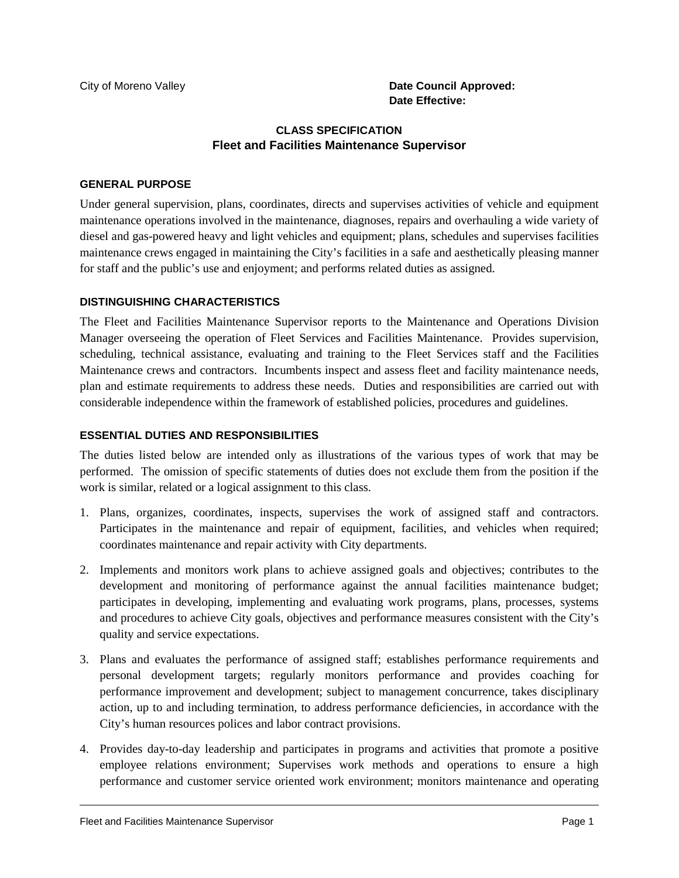City of Moreno Valley

**Date Council Approved:**
**Date Effective:**

## CLASS SPECIFICATION
## Fleet and Facilities Maintenance Supervisor

### GENERAL PURPOSE

Under general supervision, plans, coordinates, directs and supervises activities of vehicle and equipment maintenance operations involved in the maintenance, diagnoses, repairs and overhauling a wide variety of diesel and gas-powered heavy and light vehicles and equipment; plans, schedules and supervises facilities maintenance crews engaged in maintaining the City's facilities in a safe and aesthetically pleasing manner for staff and the public's use and enjoyment; and performs related duties as assigned.

### DISTINGUISHING CHARACTERISTICS

The Fleet and Facilities Maintenance Supervisor reports to the Maintenance and Operations Division Manager overseeing the operation of Fleet Services and Facilities Maintenance. Provides supervision, scheduling, technical assistance, evaluating and training to the Fleet Services staff and the Facilities Maintenance crews and contractors. Incumbents inspect and assess fleet and facility maintenance needs, plan and estimate requirements to address these needs. Duties and responsibilities are carried out with considerable independence within the framework of established policies, procedures and guidelines.

### ESSENTIAL DUTIES AND RESPONSIBILITIES

The duties listed below are intended only as illustrations of the various types of work that may be performed. The omission of specific statements of duties does not exclude them from the position if the work is similar, related or a logical assignment to this class.

1. Plans, organizes, coordinates, inspects, supervises the work of assigned staff and contractors. Participates in the maintenance and repair of equipment, facilities, and vehicles when required; coordinates maintenance and repair activity with City departments.

2. Implements and monitors work plans to achieve assigned goals and objectives; contributes to the development and monitoring of performance against the annual facilities maintenance budget; participates in developing, implementing and evaluating work programs, plans, processes, systems and procedures to achieve City goals, objectives and performance measures consistent with the City's quality and service expectations.

3. Plans and evaluates the performance of assigned staff; establishes performance requirements and personal development targets; regularly monitors performance and provides coaching for performance improvement and development; subject to management concurrence, takes disciplinary action, up to and including termination, to address performance deficiencies, in accordance with the City's human resources polices and labor contract provisions.

4. Provides day-to-day leadership and participates in programs and activities that promote a positive employee relations environment; Supervises work methods and operations to ensure a high performance and customer service oriented work environment; monitors maintenance and operating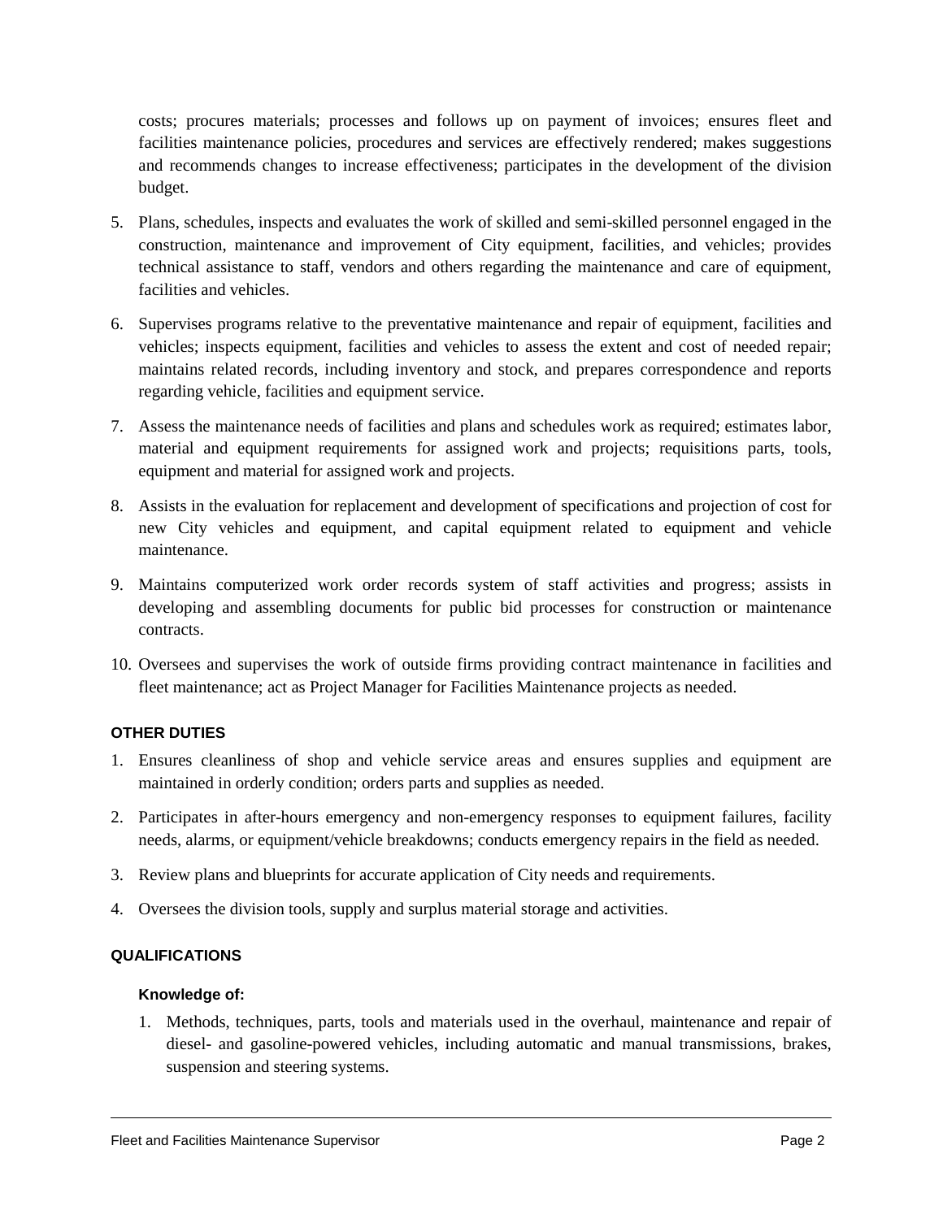costs; procures materials; processes and follows up on payment of invoices; ensures fleet and facilities maintenance policies, procedures and services are effectively rendered; makes suggestions and recommends changes to increase effectiveness; participates in the development of the division budget.

5. Plans, schedules, inspects and evaluates the work of skilled and semi-skilled personnel engaged in the construction, maintenance and improvement of City equipment, facilities, and vehicles; provides technical assistance to staff, vendors and others regarding the maintenance and care of equipment, facilities and vehicles.

6. Supervises programs relative to the preventative maintenance and repair of equipment, facilities and vehicles; inspects equipment, facilities and vehicles to assess the extent and cost of needed repair; maintains related records, including inventory and stock, and prepares correspondence and reports regarding vehicle, facilities and equipment service.

7. Assess the maintenance needs of facilities and plans and schedules work as required; estimates labor, material and equipment requirements for assigned work and projects; requisitions parts, tools, equipment and material for assigned work and projects.

8. Assists in the evaluation for replacement and development of specifications and projection of cost for new City vehicles and equipment, and capital equipment related to equipment and vehicle maintenance.

9. Maintains computerized work order records system of staff activities and progress; assists in developing and assembling documents for public bid processes for construction or maintenance contracts.

10. Oversees and supervises the work of outside firms providing contract maintenance in facilities and fleet maintenance; act as Project Manager for Facilities Maintenance projects as needed.

### OTHER DUTIES

1. Ensures cleanliness of shop and vehicle service areas and ensures supplies and equipment are maintained in orderly condition; orders parts and supplies as needed.

2. Participates in after-hours emergency and non-emergency responses to equipment failures, facility needs, alarms, or equipment/vehicle breakdowns; conducts emergency repairs in the field as needed.

3. Review plans and blueprints for accurate application of City needs and requirements.

4. Oversees the division tools, supply and surplus material storage and activities.

### QUALIFICATIONS

#### Knowledge of:

1. Methods, techniques, parts, tools and materials used in the overhaul, maintenance and repair of diesel- and gasoline-powered vehicles, including automatic and manual transmissions, brakes, suspension and steering systems.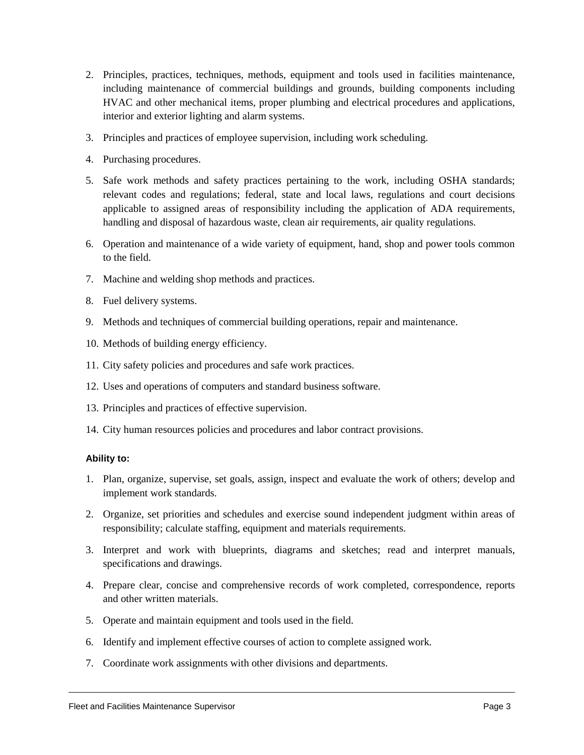2. Principles, practices, techniques, methods, equipment and tools used in facilities maintenance, including maintenance of commercial buildings and grounds, building components including HVAC and other mechanical items, proper plumbing and electrical procedures and applications, interior and exterior lighting and alarm systems.
3. Principles and practices of employee supervision, including work scheduling.
4. Purchasing procedures.
5. Safe work methods and safety practices pertaining to the work, including OSHA standards; relevant codes and regulations; federal, state and local laws, regulations and court decisions applicable to assigned areas of responsibility including the application of ADA requirements, handling and disposal of hazardous waste, clean air requirements, air quality regulations.
6. Operation and maintenance of a wide variety of equipment, hand, shop and power tools common to the field.
7. Machine and welding shop methods and practices.
8. Fuel delivery systems.
9. Methods and techniques of commercial building operations, repair and maintenance.
10. Methods of building energy efficiency.
11. City safety policies and procedures and safe work practices.
12. Uses and operations of computers and standard business software.
13. Principles and practices of effective supervision.
14. City human resources policies and procedures and labor contract provisions.

**Ability to:**

1. Plan, organize, supervise, set goals, assign, inspect and evaluate the work of others; develop and implement work standards.
2. Organize, set priorities and schedules and exercise sound independent judgment within areas of responsibility; calculate staffing, equipment and materials requirements.
3. Interpret and work with blueprints, diagrams and sketches; read and interpret manuals, specifications and drawings.
4. Prepare clear, concise and comprehensive records of work completed, correspondence, reports and other written materials.
5. Operate and maintain equipment and tools used in the field.
6. Identify and implement effective courses of action to complete assigned work.
7. Coordinate work assignments with other divisions and departments.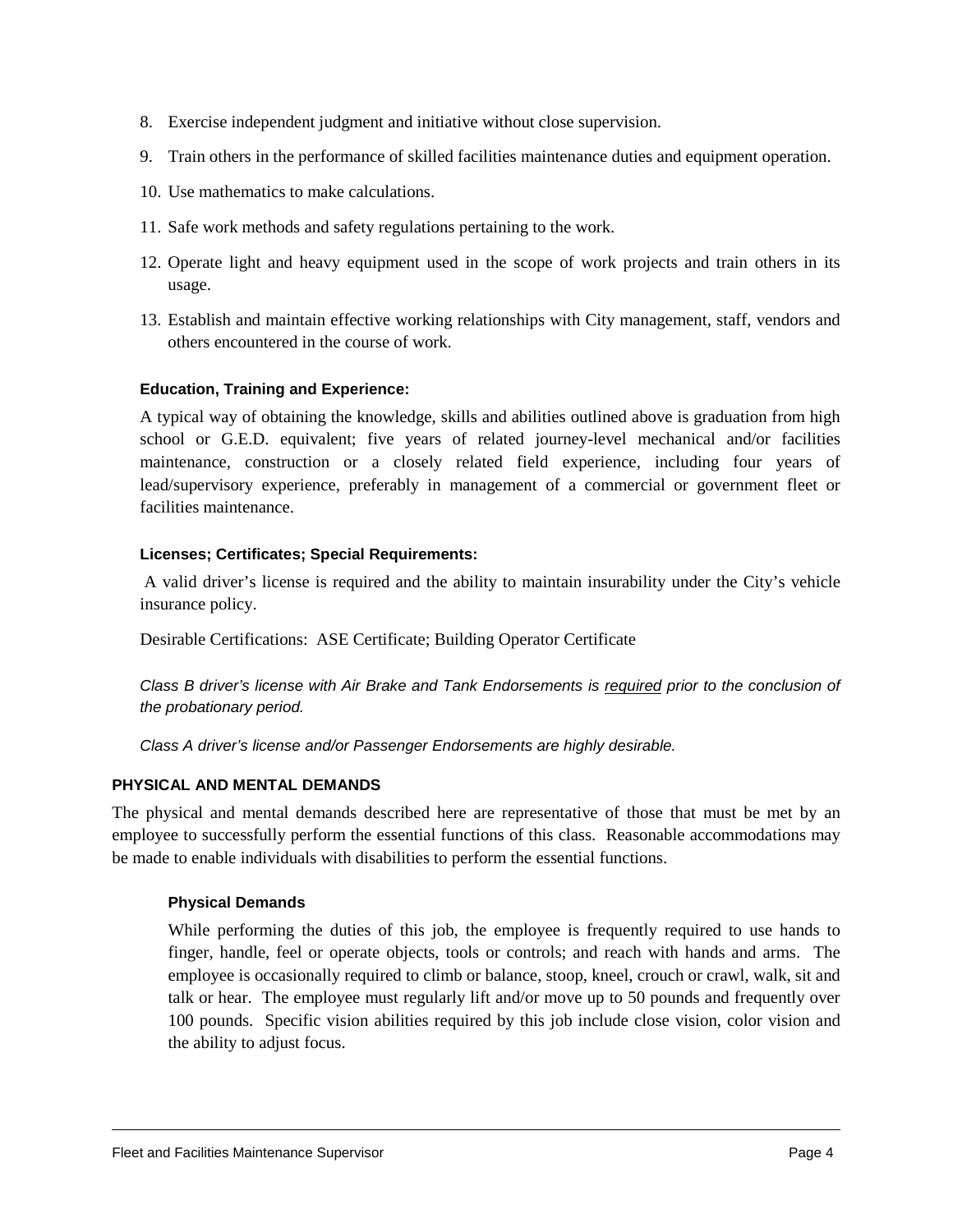8. Exercise independent judgment and initiative without close supervision.
9. Train others in the performance of skilled facilities maintenance duties and equipment operation.
10. Use mathematics to make calculations.
11. Safe work methods and safety regulations pertaining to the work.
12. Operate light and heavy equipment used in the scope of work projects and train others in its usage.
13. Establish and maintain effective working relationships with City management, staff, vendors and others encountered in the course of work.

#### Education, Training and Experience:

A typical way of obtaining the knowledge, skills and abilities outlined above is graduation from high school or G.E.D. equivalent; five years of related journey-level mechanical and/or facilities maintenance, construction or a closely related field experience, including four years of lead/supervisory experience, preferably in management of a commercial or government fleet or facilities maintenance.

#### Licenses; Certificates; Special Requirements:

A valid driver's license is required and the ability to maintain insurability under the City's vehicle insurance policy.

Desirable Certifications: ASE Certificate; Building Operator Certificate

*Class B driver's license with Air Brake and Tank Endorsements is <u>required</u> prior to the conclusion of the probationary period.*

*Class A driver's license and/or Passenger Endorsements are highly desirable.*

### PHYSICAL AND MENTAL DEMANDS

The physical and mental demands described here are representative of those that must be met by an employee to successfully perform the essential functions of this class. Reasonable accommodations may be made to enable individuals with disabilities to perform the essential functions.

#### Physical Demands

While performing the duties of this job, the employee is frequently required to use hands to finger, handle, feel or operate objects, tools or controls; and reach with hands and arms. The employee is occasionally required to climb or balance, stoop, kneel, crouch or crawl, walk, sit and talk or hear. The employee must regularly lift and/or move up to 50 pounds and frequently over 100 pounds. Specific vision abilities required by this job include close vision, color vision and the ability to adjust focus.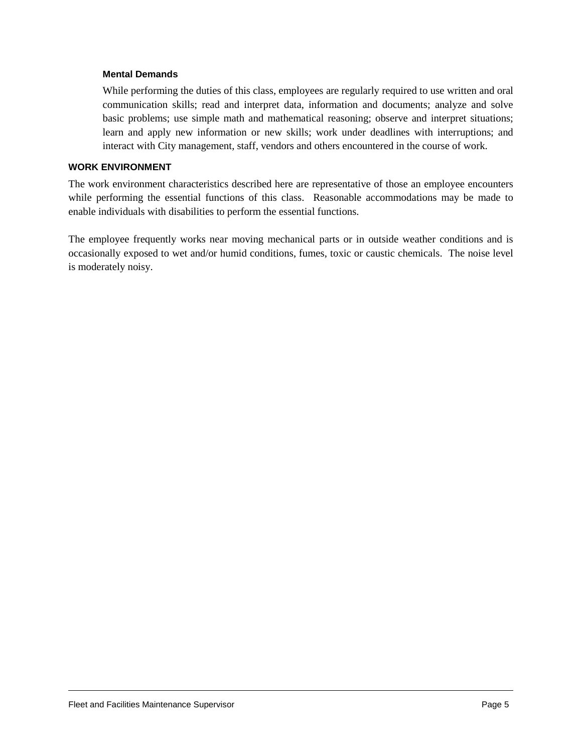### Mental Demands

While performing the duties of this class, employees are regularly required to use written and oral communication skills; read and interpret data, information and documents; analyze and solve basic problems; use simple math and mathematical reasoning; observe and interpret situations; learn and apply new information or new skills; work under deadlines with interruptions; and interact with City management, staff, vendors and others encountered in the course of work.

## WORK ENVIRONMENT

The work environment characteristics described here are representative of those an employee encounters while performing the essential functions of this class. Reasonable accommodations may be made to enable individuals with disabilities to perform the essential functions.

The employee frequently works near moving mechanical parts or in outside weather conditions and is occasionally exposed to wet and/or humid conditions, fumes, toxic or caustic chemicals. The noise level is moderately noisy.